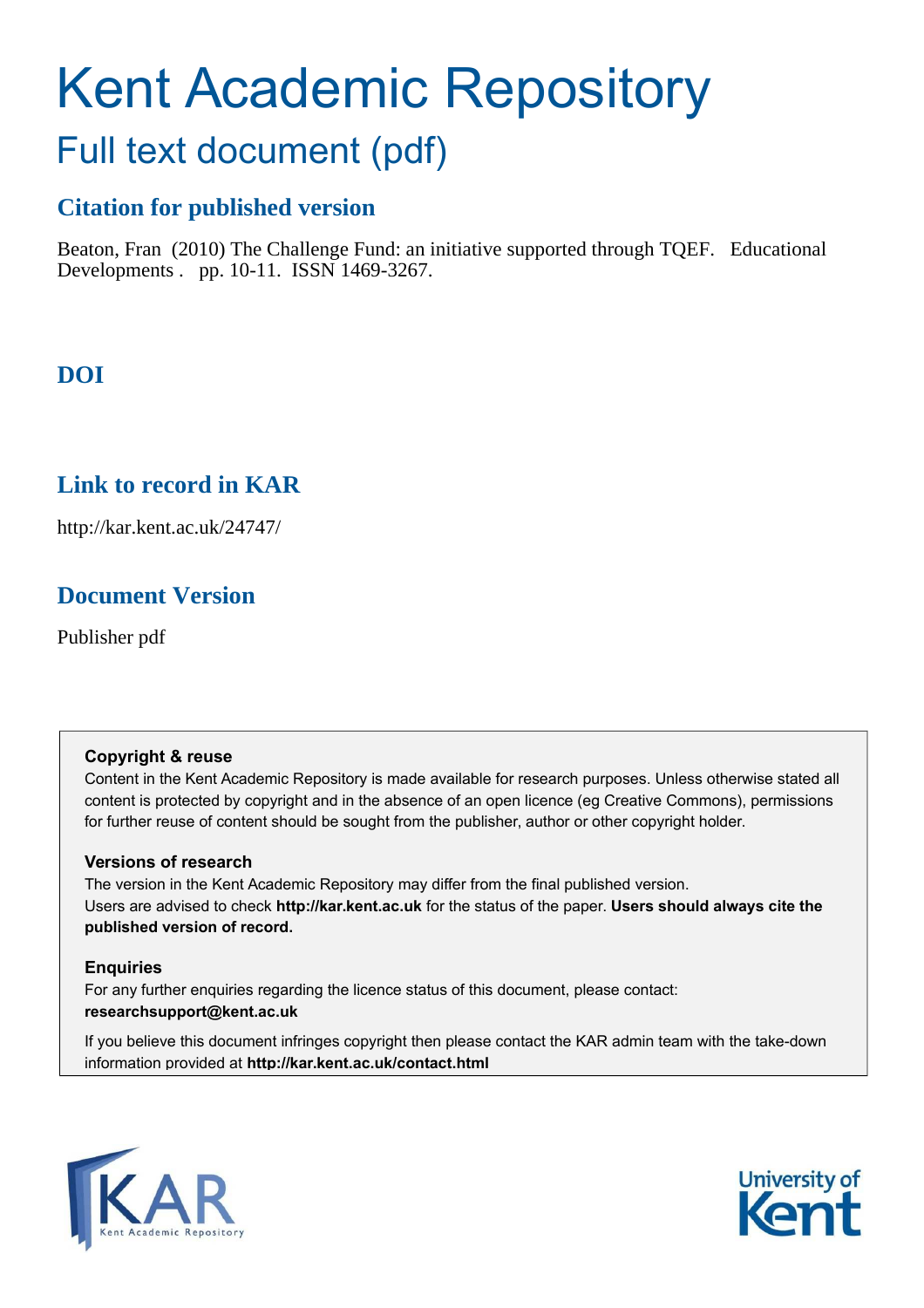# Kent Academic Repository

## Full text document (pdf)

### Citation for published version

Beaton, Fran (2010) The Challenge Fund: an initiative supported through TQEF. Educational Developments . pp. 10-11. ISSN 1469-3267.

### DOI

### Link to record in KAR

http://kar.kent.ac.uk/24747/

### Document Version

Publisher pdf

**Copyright & reuse**

Content in the Kent Academic Repository is made available for research purposes. Unless otherwise stated all content is protected by copyright and in the absence of an open licence (eg Creative Commons), permissions for further reuse of content should be sought from the publisher, author or other copyright holder.

**Versions of research**

The version in the Kent Academic Repository may differ from the final published version.
Users are advised to check **http://kar.kent.ac.uk** for the status of the paper. **Users should always cite the published version of record.**

**Enquiries**

For any further enquiries regarding the licence status of this document, please contact:
**researchsupport@kent.ac.uk**

If you believe this document infringes copyright then please contact the KAR admin team with the take-down information provided at **http://kar.kent.ac.uk/contact.html**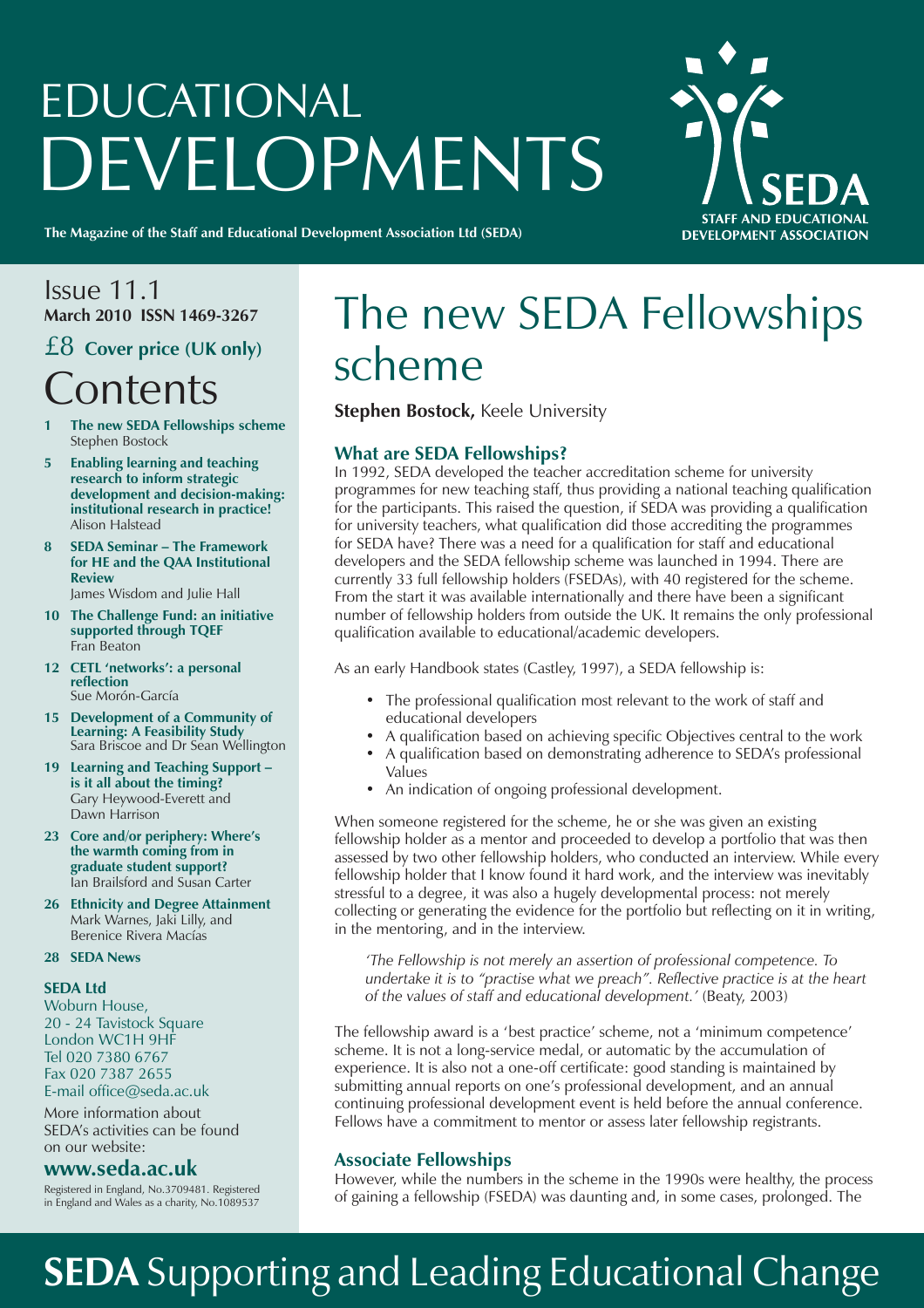# EDUCATIONAL DEVELOPMENTS

**The Magazine of the Staff and Educational Development Association Ltd (SEDA)**

SEDA STAFF AND EDUCATIONAL DEVELOPMENT ASSOCIATION

Issue 11.1
**March 2010 ISSN 1469-3267**

£8 **Cover price (UK only)**

## Contents

- **1 The new SEDA Fellowships scheme** Stephen Bostock
- **5 Enabling learning and teaching research to inform strategic development and decision-making: institutional research in practice!** Alison Halstead
- **8 SEDA Seminar – The Framework for HE and the QAA Institutional Review** James Wisdom and Julie Hall
- **10 The Challenge Fund: an initiative supported through TQEF** Fran Beaton
- **12 CETL 'networks': a personal reflection** Sue Morón-García
- **15 Development of a Community of Learning: A Feasibility Study** Sara Briscoe and Dr Sean Wellington
- **19 Learning and Teaching Support – is it all about the timing?** Gary Heywood-Everett and Dawn Harrison
- **23 Core and/or periphery: Where's the warmth coming from in graduate student support?** Ian Brailsford and Susan Carter
- **26 Ethnicity and Degree Attainment** Mark Warnes, Jaki Lilly, and Berenice Rivera Macías
- **28 SEDA News**

**SEDA Ltd**
Woburn House,
20 - 24 Tavistock Square
London WC1H 9HF
Tel 020 7380 6767
Fax 020 7387 2655
E-mail office@seda.ac.uk

More information about SEDA's activities can be found on our website:

**www.seda.ac.uk**

Registered in England, No.3709481. Registered in England and Wales as a charity, No.1089537

# The new SEDA Fellowships scheme

**Stephen Bostock,** Keele University

### What are SEDA Fellowships?

In 1992, SEDA developed the teacher accreditation scheme for university programmes for new teaching staff, thus providing a national teaching qualification for the participants. This raised the question, if SEDA was providing a qualification for university teachers, what qualification did those accrediting the programmes for SEDA have? There was a need for a qualification for staff and educational developers and the SEDA fellowship scheme was launched in 1994. There are currently 33 full fellowship holders (FSEDAs), with 40 registered for the scheme. From the start it was available internationally and there have been a significant number of fellowship holders from outside the UK. It remains the only professional qualification available to educational/academic developers.

As an early Handbook states (Castley, 1997), a SEDA fellowship is:

- The professional qualification most relevant to the work of staff and educational developers
- A qualification based on achieving specific Objectives central to the work
- A qualification based on demonstrating adherence to SEDA's professional Values
- An indication of ongoing professional development.

When someone registered for the scheme, he or she was given an existing fellowship holder as a mentor and proceeded to develop a portfolio that was then assessed by two other fellowship holders, who conducted an interview. While every fellowship holder that I know found it hard work, and the interview was inevitably stressful to a degree, it was also a hugely developmental process: not merely collecting or generating the evidence for the portfolio but reflecting on it in writing, in the mentoring, and in the interview.

*'The Fellowship is not merely an assertion of professional competence. To undertake it is to "practise what we preach". Reflective practice is at the heart of the values of staff and educational development.'* (Beaty, 2003)

The fellowship award is a 'best practice' scheme, not a 'minimum competence' scheme. It is not a long-service medal, or automatic by the accumulation of experience. It is also not a one-off certificate: good standing is maintained by submitting annual reports on one's professional development, and an annual continuing professional development event is held before the annual conference. Fellows have a commitment to mentor or assess later fellowship registrants.

### Associate Fellowships

However, while the numbers in the scheme in the 1990s were healthy, the process of gaining a fellowship (FSEDA) was daunting and, in some cases, prolonged. The

**SEDA** Supporting and Leading Educational Change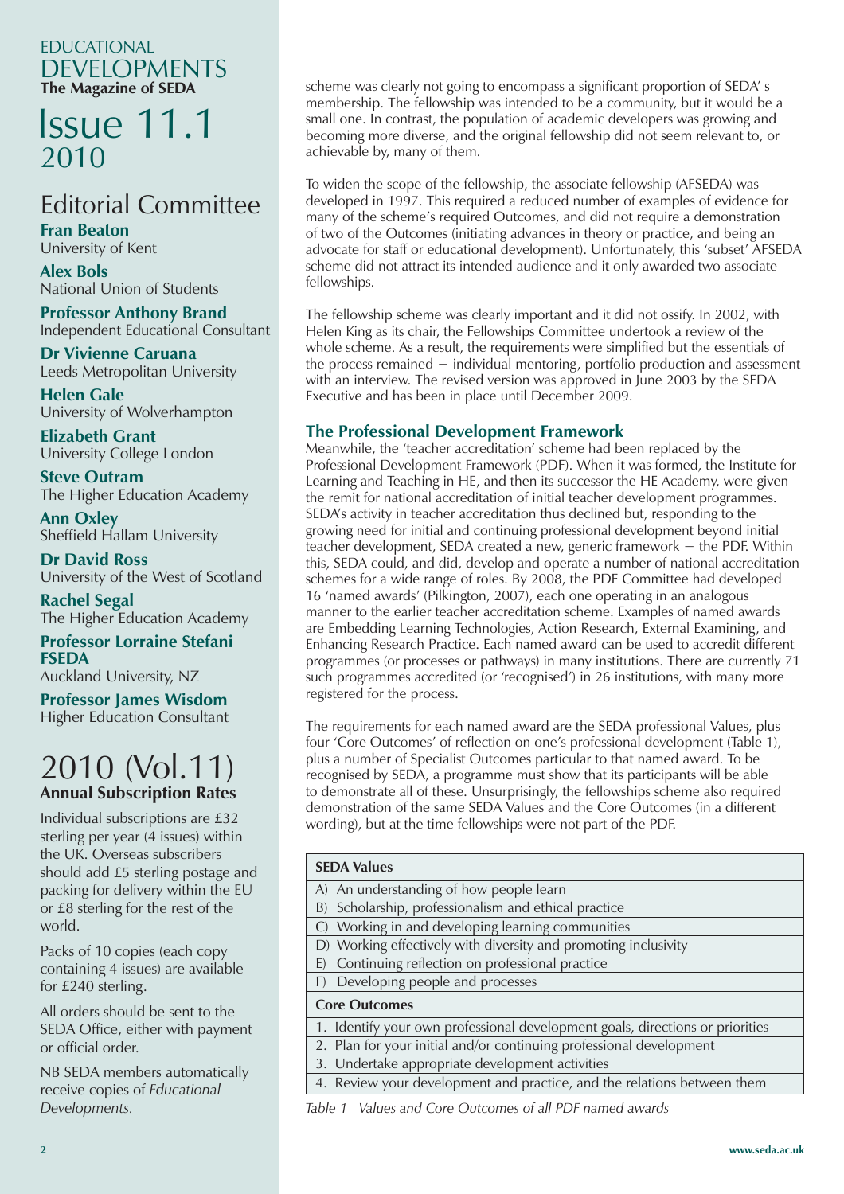# EDUCATIONAL DEVELOPMENTS

**The Magazine of SEDA**

# Issue 11.1

2010

## Editorial Committee

**Fran Beaton**
University of Kent

**Alex Bols**
National Union of Students

**Professor Anthony Brand**
Independent Educational Consultant

**Dr Vivienne Caruana**
Leeds Metropolitan University

**Helen Gale**
University of Wolverhampton

**Elizabeth Grant**
University College London

**Steve Outram**
The Higher Education Academy

**Ann Oxley**
Sheffield Hallam University

**Dr David Ross**
University of the West of Scotland

**Rachel Segal**
The Higher Education Academy

**Professor Lorraine Stefani FSEDA**
Auckland University, NZ

**Professor James Wisdom**
Higher Education Consultant

## 2010 (Vol.11) Annual Subscription Rates

Individual subscriptions are £32 sterling per year (4 issues) within the UK. Overseas subscribers should add £5 sterling postage and packing for delivery within the EU or £8 sterling for the rest of the world.

Packs of 10 copies (each copy containing 4 issues) are available for £240 sterling.

All orders should be sent to the SEDA Office, either with payment or official order.

NB SEDA members automatically receive copies of *Educational Developments.*

scheme was clearly not going to encompass a significant proportion of SEDA' s membership. The fellowship was intended to be a community, but it would be a small one. In contrast, the population of academic developers was growing and becoming more diverse, and the original fellowship did not seem relevant to, or achievable by, many of them.

To widen the scope of the fellowship, the associate fellowship (AFSEDA) was developed in 1997. This required a reduced number of examples of evidence for many of the scheme's required Outcomes, and did not require a demonstration of two of the Outcomes (initiating advances in theory or practice, and being an advocate for staff or educational development). Unfortunately, this 'subset' AFSEDA scheme did not attract its intended audience and it only awarded two associate fellowships.

The fellowship scheme was clearly important and it did not ossify. In 2002, with Helen King as its chair, the Fellowships Committee undertook a review of the whole scheme. As a result, the requirements were simplified but the essentials of the process remained – individual mentoring, portfolio production and assessment with an interview. The revised version was approved in June 2003 by the SEDA Executive and has been in place until December 2009.

### The Professional Development Framework

Meanwhile, the 'teacher accreditation' scheme had been replaced by the Professional Development Framework (PDF). When it was formed, the Institute for Learning and Teaching in HE, and then its successor the HE Academy, were given the remit for national accreditation of initial teacher development programmes. SEDA's activity in teacher accreditation thus declined but, responding to the growing need for initial and continuing professional development beyond initial teacher development, SEDA created a new, generic framework – the PDF. Within this, SEDA could, and did, develop and operate a number of national accreditation schemes for a wide range of roles. By 2008, the PDF Committee had developed 16 'named awards' (Pilkington, 2007), each one operating in an analogous manner to the earlier teacher accreditation scheme. Examples of named awards are Embedding Learning Technologies, Action Research, External Examining, and Enhancing Research Practice. Each named award can be used to accredit different programmes (or processes or pathways) in many institutions. There are currently 71 such programmes accredited (or 'recognised') in 26 institutions, with many more registered for the process.

The requirements for each named award are the SEDA professional Values, plus four 'Core Outcomes' of reflection on one's professional development (Table 1), plus a number of Specialist Outcomes particular to that named award. To be recognised by SEDA, a programme must show that its participants will be able to demonstrate all of these. Unsurprisingly, the fellowships scheme also required demonstration of the same SEDA Values and the Core Outcomes (in a different wording), but at the time fellowships were not part of the PDF.

| **SEDA Values** |
|---|
| A) An understanding of how people learn |
| B) Scholarship, professionalism and ethical practice |
| C) Working in and developing learning communities |
| D) Working effectively with diversity and promoting inclusivity |
| E) Continuing reflection on professional practice |
| F) Developing people and processes |
| **Core Outcomes** |
| 1. Identify your own professional development goals, directions or priorities |
| 2. Plan for your initial and/or continuing professional development |
| 3. Undertake appropriate development activities |
| 4. Review your development and practice, and the relations between them |

*Table 1 Values and Core Outcomes of all PDF named awards*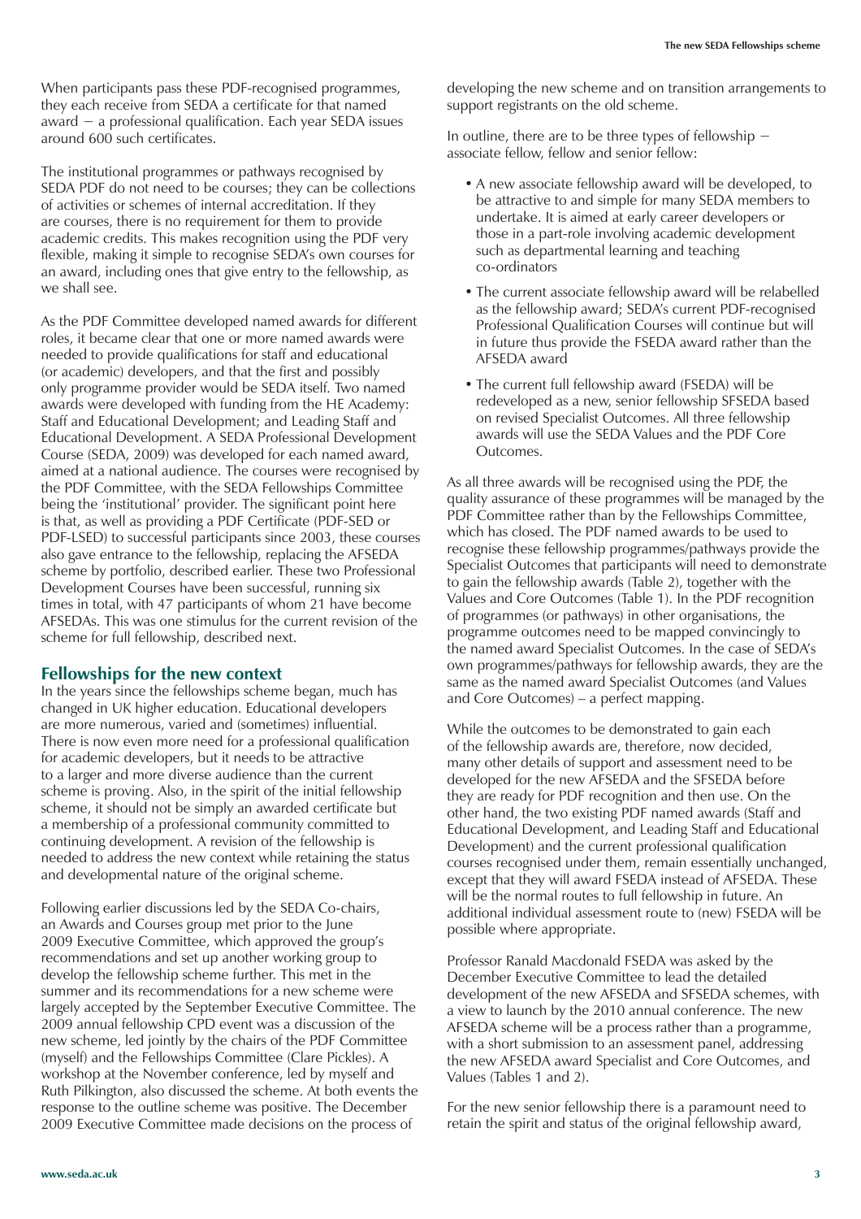When participants pass these PDF-recognised programmes, they each receive from SEDA a certificate for that named award – a professional qualification. Each year SEDA issues around 600 such certificates.

The institutional programmes or pathways recognised by SEDA PDF do not need to be courses; they can be collections of activities or schemes of internal accreditation. If they are courses, there is no requirement for them to provide academic credits. This makes recognition using the PDF very flexible, making it simple to recognise SEDA's own courses for an award, including ones that give entry to the fellowship, as we shall see.

As the PDF Committee developed named awards for different roles, it became clear that one or more named awards were needed to provide qualifications for staff and educational (or academic) developers, and that the first and possibly only programme provider would be SEDA itself. Two named awards were developed with funding from the HE Academy: Staff and Educational Development; and Leading Staff and Educational Development. A SEDA Professional Development Course (SEDA, 2009) was developed for each named award, aimed at a national audience. The courses were recognised by the PDF Committee, with the SEDA Fellowships Committee being the 'institutional' provider. The significant point here is that, as well as providing a PDF Certificate (PDF-SED or PDF-LSED) to successful participants since 2003, these courses also gave entrance to the fellowship, replacing the AFSEDA scheme by portfolio, described earlier. These two Professional Development Courses have been successful, running six times in total, with 47 participants of whom 21 have become AFSEDAs. This was one stimulus for the current revision of the scheme for full fellowship, described next.

## Fellowships for the new context

In the years since the fellowships scheme began, much has changed in UK higher education. Educational developers are more numerous, varied and (sometimes) influential. There is now even more need for a professional qualification for academic developers, but it needs to be attractive to a larger and more diverse audience than the current scheme is proving. Also, in the spirit of the initial fellowship scheme, it should not be simply an awarded certificate but a membership of a professional community committed to continuing development. A revision of the fellowship is needed to address the new context while retaining the status and developmental nature of the original scheme.

Following earlier discussions led by the SEDA Co-chairs, an Awards and Courses group met prior to the June 2009 Executive Committee, which approved the group's recommendations and set up another working group to develop the fellowship scheme further. This met in the summer and its recommendations for a new scheme were largely accepted by the September Executive Committee. The 2009 annual fellowship CPD event was a discussion of the new scheme, led jointly by the chairs of the PDF Committee (myself) and the Fellowships Committee (Clare Pickles). A workshop at the November conference, led by myself and Ruth Pilkington, also discussed the scheme. At both events the response to the outline scheme was positive. The December 2009 Executive Committee made decisions on the process of developing the new scheme and on transition arrangements to support registrants on the old scheme.

In outline, there are to be three types of fellowship – associate fellow, fellow and senior fellow:

- A new associate fellowship award will be developed, to be attractive to and simple for many SEDA members to undertake. It is aimed at early career developers or those in a part-role involving academic development such as departmental learning and teaching co-ordinators
- The current associate fellowship award will be relabelled as the fellowship award; SEDA's current PDF-recognised Professional Qualification Courses will continue but will in future thus provide the FSEDA award rather than the AFSEDA award
- The current full fellowship award (FSEDA) will be redeveloped as a new, senior fellowship SFSEDA based on revised Specialist Outcomes. All three fellowship awards will use the SEDA Values and the PDF Core Outcomes.

As all three awards will be recognised using the PDF, the quality assurance of these programmes will be managed by the PDF Committee rather than by the Fellowships Committee, which has closed. The PDF named awards to be used to recognise these fellowship programmes/pathways provide the Specialist Outcomes that participants will need to demonstrate to gain the fellowship awards (Table 2), together with the Values and Core Outcomes (Table 1). In the PDF recognition of programmes (or pathways) in other organisations, the programme outcomes need to be mapped convincingly to the named award Specialist Outcomes. In the case of SEDA's own programmes/pathways for fellowship awards, they are the same as the named award Specialist Outcomes (and Values and Core Outcomes) – a perfect mapping.

While the outcomes to be demonstrated to gain each of the fellowship awards are, therefore, now decided, many other details of support and assessment need to be developed for the new AFSEDA and the SFSEDA before they are ready for PDF recognition and then use. On the other hand, the two existing PDF named awards (Staff and Educational Development, and Leading Staff and Educational Development) and the current professional qualification courses recognised under them, remain essentially unchanged, except that they will award FSEDA instead of AFSEDA. These will be the normal routes to full fellowship in future. An additional individual assessment route to (new) FSEDA will be possible where appropriate.

Professor Ranald Macdonald FSEDA was asked by the December Executive Committee to lead the detailed development of the new AFSEDA and SFSEDA schemes, with a view to launch by the 2010 annual conference. The new AFSEDA scheme will be a process rather than a programme, with a short submission to an assessment panel, addressing the new AFSEDA award Specialist and Core Outcomes, and Values (Tables 1 and 2).

For the new senior fellowship there is a paramount need to retain the spirit and status of the original fellowship award,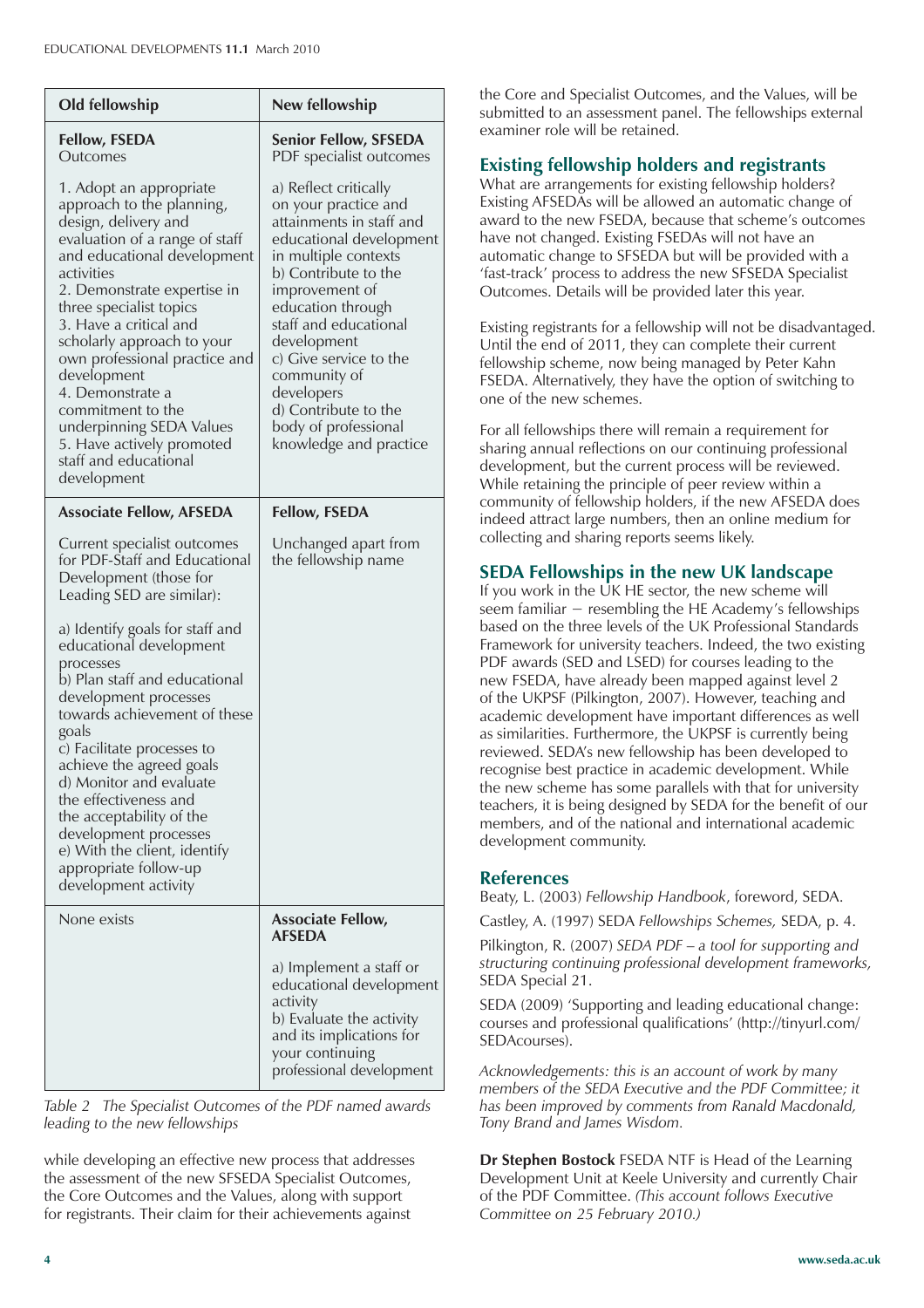| Old fellowship | New fellowship |
|---|---|
| **Fellow, FSEDA** Outcomes<br><br>1. Adopt an appropriate approach to the planning, design, delivery and evaluation of a range of staff and educational development activities<br>2. Demonstrate expertise in three specialist topics<br>3. Have a critical and scholarly approach to your own professional practice and development<br>4. Demonstrate a commitment to the underpinning SEDA Values<br>5. Have actively promoted staff and educational development | **Senior Fellow, SFSEDA** PDF specialist outcomes<br><br>a) Reflect critically on your practice and attainments in staff and educational development in multiple contexts<br>b) Contribute to the improvement of education through staff and educational development<br>c) Give service to the community of developers<br>d) Contribute to the body of professional knowledge and practice |
| **Associate Fellow, AFSEDA**<br><br>Current specialist outcomes for PDF-Staff and Educational Development (those for Leading SED are similar):<br><br>a) Identify goals for staff and educational development processes<br>b) Plan staff and educational development processes towards achievement of these goals<br>c) Facilitate processes to achieve the agreed goals<br>d) Monitor and evaluate the effectiveness and the acceptability of the development processes<br>e) With the client, identify appropriate follow-up development activity | **Fellow, FSEDA**<br><br>Unchanged apart from the fellowship name |
| None exists | **Associate Fellow, AFSEDA**<br><br>a) Implement a staff or educational development activity<br>b) Evaluate the activity and its implications for your continuing professional development |

*Table 2 The Specialist Outcomes of the PDF named awards leading to the new fellowships*

while developing an effective new process that addresses the assessment of the new SFSEDA Specialist Outcomes, the Core Outcomes and the Values, along with support for registrants. Their claim for their achievements against the Core and Specialist Outcomes, and the Values, will be submitted to an assessment panel. The fellowships external examiner role will be retained.

## Existing fellowship holders and registrants

What are arrangements for existing fellowship holders? Existing AFSEDAs will be allowed an automatic change of award to the new FSEDA, because that scheme's outcomes have not changed. Existing FSEDAs will not have an automatic change to SFSEDA but will be provided with a 'fast-track' process to address the new SFSEDA Specialist Outcomes. Details will be provided later this year.

Existing registrants for a fellowship will not be disadvantaged. Until the end of 2011, they can complete their current fellowship scheme, now being managed by Peter Kahn FSEDA. Alternatively, they have the option of switching to one of the new schemes.

For all fellowships there will remain a requirement for sharing annual reflections on our continuing professional development, but the current process will be reviewed. While retaining the principle of peer review within a community of fellowship holders, if the new AFSEDA does indeed attract large numbers, then an online medium for collecting and sharing reports seems likely.

## SEDA Fellowships in the new UK landscape

If you work in the UK HE sector, the new scheme will seem familiar – resembling the HE Academy's fellowships based on the three levels of the UK Professional Standards Framework for university teachers. Indeed, the two existing PDF awards (SED and LSED) for courses leading to the new FSEDA, have already been mapped against level 2 of the UKPSF (Pilkington, 2007). However, teaching and academic development have important differences as well as similarities. Furthermore, the UKPSF is currently being reviewed. SEDA's new fellowship has been developed to recognise best practice in academic development. While the new scheme has some parallels with that for university teachers, it is being designed by SEDA for the benefit of our members, and of the national and international academic development community.

## References

Beaty, L. (2003) *Fellowship Handbook*, foreword, SEDA.

Castley, A. (1997) SEDA *Fellowships Schemes,* SEDA, p. 4.

Pilkington, R. (2007) *SEDA PDF – a tool for supporting and structuring continuing professional development frameworks,* SEDA Special 21.

SEDA (2009) 'Supporting and leading educational change: courses and professional qualifications' (http://tinyurl.com/SEDAcourses).

*Acknowledgements: this is an account of work by many members of the SEDA Executive and the PDF Committee; it has been improved by comments from Ranald Macdonald, Tony Brand and James Wisdom.*

**Dr Stephen Bostock** FSEDA NTF is Head of the Learning Development Unit at Keele University and currently Chair of the PDF Committee. *(This account follows Executive Committee on 25 February 2010.)*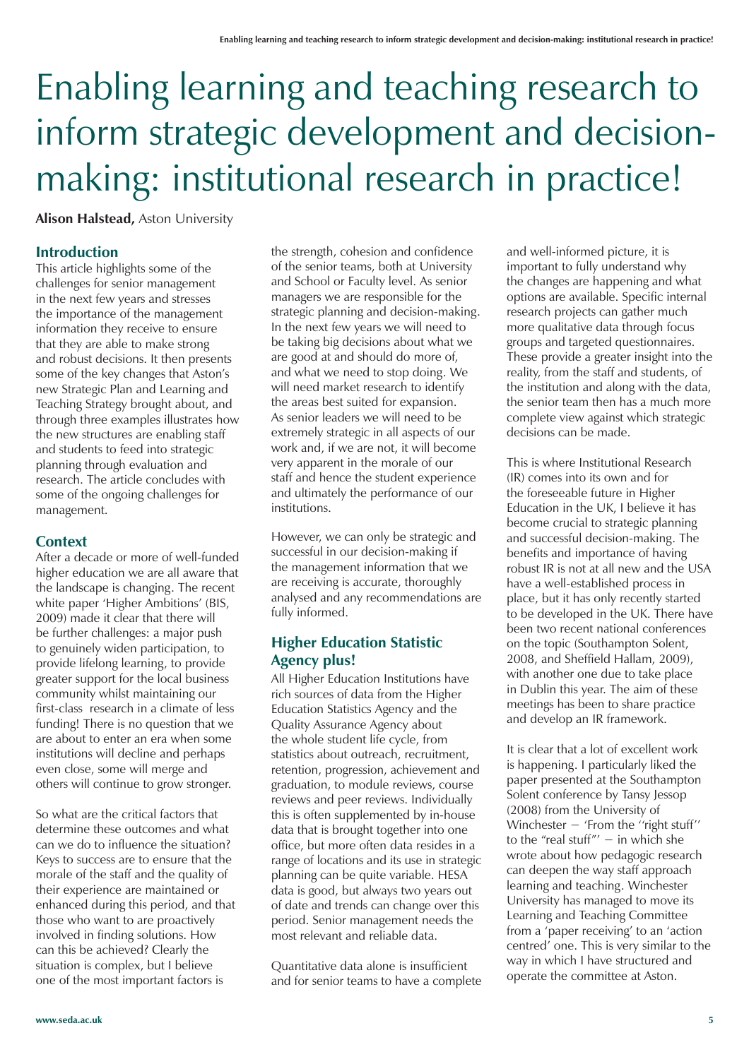# Enabling learning and teaching research to inform strategic development and decision-making: institutional research in practice!

**Alison Halstead,** Aston University

## Introduction

This article highlights some of the challenges for senior management in the next few years and stresses the importance of the management information they receive to ensure that they are able to make strong and robust decisions. It then presents some of the key changes that Aston's new Strategic Plan and Learning and Teaching Strategy brought about, and through three examples illustrates how the new structures are enabling staff and students to feed into strategic planning through evaluation and research. The article concludes with some of the ongoing challenges for management.

## Context

After a decade or more of well-funded higher education we are all aware that the landscape is changing. The recent white paper 'Higher Ambitions' (BIS, 2009) made it clear that there will be further challenges: a major push to genuinely widen participation, to provide lifelong learning, to provide greater support for the local business community whilst maintaining our first-class research in a climate of less funding! There is no question that we are about to enter an era when some institutions will decline and perhaps even close, some will merge and others will continue to grow stronger.

So what are the critical factors that determine these outcomes and what can we do to influence the situation? Keys to success are to ensure that the morale of the staff and the quality of their experience are maintained or enhanced during this period, and that those who want to are proactively involved in finding solutions. How can this be achieved? Clearly the situation is complex, but I believe one of the most important factors is the strength, cohesion and confidence of the senior teams, both at University and School or Faculty level. As senior managers we are responsible for the strategic planning and decision-making. In the next few years we will need to be taking big decisions about what we are good at and should do more of, and what we need to stop doing. We will need market research to identify the areas best suited for expansion. As senior leaders we will need to be extremely strategic in all aspects of our work and, if we are not, it will become very apparent in the morale of our staff and hence the student experience and ultimately the performance of our institutions.

However, we can only be strategic and successful in our decision-making if the management information that we are receiving is accurate, thoroughly analysed and any recommendations are fully informed.

## Higher Education Statistic Agency plus!

All Higher Education Institutions have rich sources of data from the Higher Education Statistics Agency and the Quality Assurance Agency about the whole student life cycle, from statistics about outreach, recruitment, retention, progression, achievement and graduation, to module reviews, course reviews and peer reviews. Individually this is often supplemented by in-house data that is brought together into one office, but more often data resides in a range of locations and its use in strategic planning can be quite variable. HESA data is good, but always two years out of date and trends can change over this period. Senior management needs the most relevant and reliable data.

Quantitative data alone is insufficient and for senior teams to have a complete and well-informed picture, it is important to fully understand why the changes are happening and what options are available. Specific internal research projects can gather much more qualitative data through focus groups and targeted questionnaires. These provide a greater insight into the reality, from the staff and students, of the institution and along with the data, the senior team then has a much more complete view against which strategic decisions can be made.

This is where Institutional Research (IR) comes into its own and for the foreseeable future in Higher Education in the UK, I believe it has become crucial to strategic planning and successful decision-making. The benefits and importance of having robust IR is not at all new and the USA have a well-established process in place, but it has only recently started to be developed in the UK. There have been two recent national conferences on the topic (Southampton Solent, 2008, and Sheffield Hallam, 2009), with another one due to take place in Dublin this year. The aim of these meetings has been to share practice and develop an IR framework.

It is clear that a lot of excellent work is happening. I particularly liked the paper presented at the Southampton Solent conference by Tansy Jessop (2008) from the University of Winchester – 'From the ''right stuff'' to the "real stuff"' – in which she wrote about how pedagogic research can deepen the way staff approach learning and teaching. Winchester University has managed to move its Learning and Teaching Committee from a 'paper receiving' to an 'action centred' one. This is very similar to the way in which I have structured and operate the committee at Aston.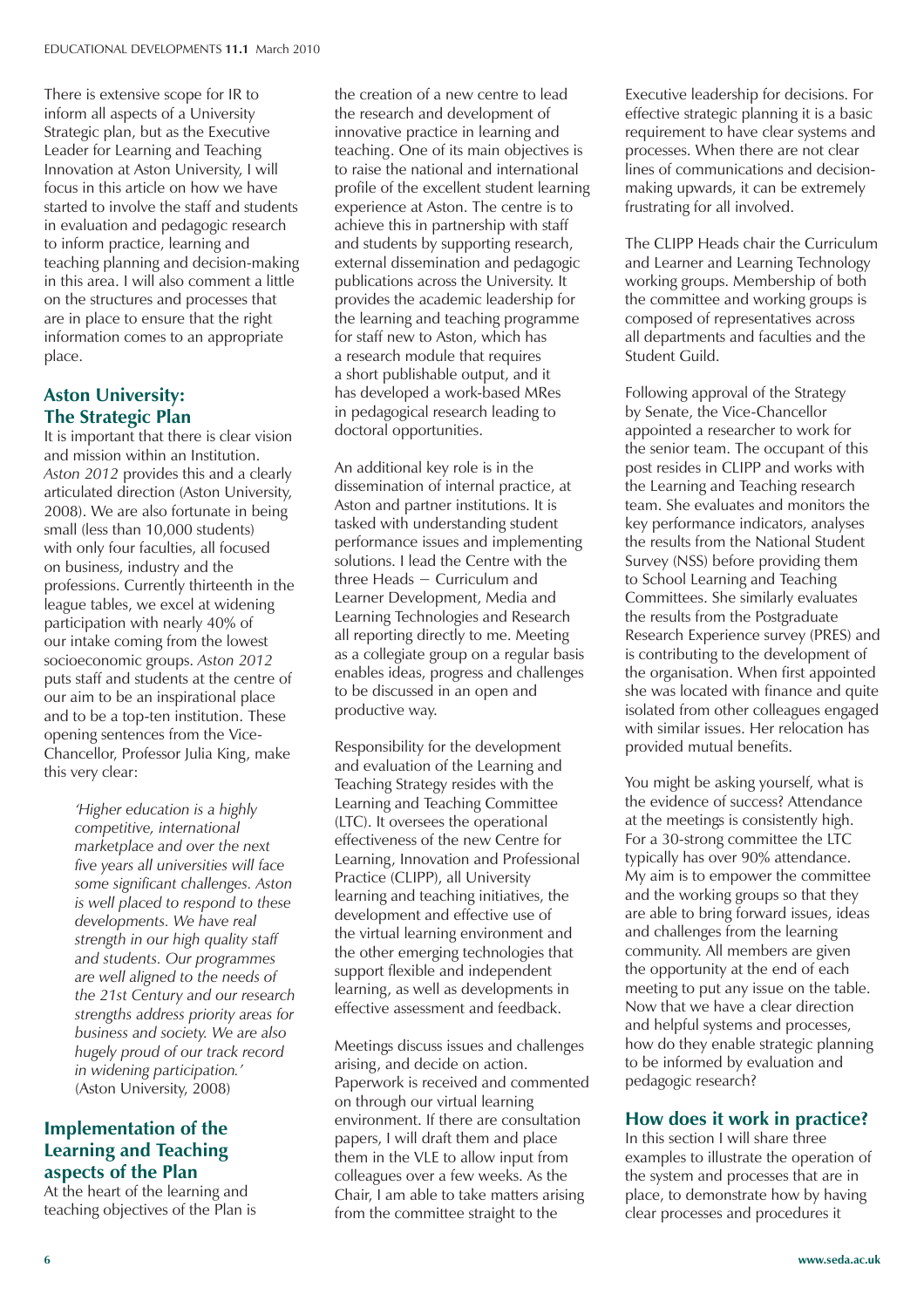There is extensive scope for IR to inform all aspects of a University Strategic plan, but as the Executive Leader for Learning and Teaching Innovation at Aston University, I will focus in this article on how we have started to involve the staff and students in evaluation and pedagogic research to inform practice, learning and teaching planning and decision-making in this area. I will also comment a little on the structures and processes that are in place to ensure that the right information comes to an appropriate place.

## Aston University: The Strategic Plan

It is important that there is clear vision and mission within an Institution. *Aston 2012* provides this and a clearly articulated direction (Aston University, 2008). We are also fortunate in being small (less than 10,000 students) with only four faculties, all focused on business, industry and the professions. Currently thirteenth in the league tables, we excel at widening participation with nearly 40% of our intake coming from the lowest socioeconomic groups. *Aston 2012* puts staff and students at the centre of our aim to be an inspirational place and to be a top-ten institution. These opening sentences from the Vice-Chancellor, Professor Julia King, make this very clear:

> *'Higher education is a highly competitive, international marketplace and over the next five years all universities will face some significant challenges. Aston is well placed to respond to these developments. We have real strength in our high quality staff and students. Our programmes are well aligned to the needs of the 21st Century and our research strengths address priority areas for business and society. We are also hugely proud of our track record in widening participation.'* (Aston University, 2008)

## Implementation of the Learning and Teaching aspects of the Plan

At the heart of the learning and teaching objectives of the Plan is the creation of a new centre to lead the research and development of innovative practice in learning and teaching. One of its main objectives is to raise the national and international profile of the excellent student learning experience at Aston. The centre is to achieve this in partnership with staff and students by supporting research, external dissemination and pedagogic publications across the University. It provides the academic leadership for the learning and teaching programme for staff new to Aston, which has a research module that requires a short publishable output, and it has developed a work-based MRes in pedagogical research leading to doctoral opportunities.

An additional key role is in the dissemination of internal practice, at Aston and partner institutions. It is tasked with understanding student performance issues and implementing solutions. I lead the Centre with the three Heads – Curriculum and Learner Development, Media and Learning Technologies and Research all reporting directly to me. Meeting as a collegiate group on a regular basis enables ideas, progress and challenges to be discussed in an open and productive way.

Responsibility for the development and evaluation of the Learning and Teaching Strategy resides with the Learning and Teaching Committee (LTC). It oversees the operational effectiveness of the new Centre for Learning, Innovation and Professional Practice (CLIPP), all University learning and teaching initiatives, the development and effective use of the virtual learning environment and the other emerging technologies that support flexible and independent learning, as well as developments in effective assessment and feedback.

Meetings discuss issues and challenges arising, and decide on action. Paperwork is received and commented on through our virtual learning environment. If there are consultation papers, I will draft them and place them in the VLE to allow input from colleagues over a few weeks. As the Chair, I am able to take matters arising from the committee straight to the Executive leadership for decisions. For effective strategic planning it is a basic requirement to have clear systems and processes. When there are not clear lines of communications and decision-making upwards, it can be extremely frustrating for all involved.

The CLIPP Heads chair the Curriculum and Learner and Learning Technology working groups. Membership of both the committee and working groups is composed of representatives across all departments and faculties and the Student Guild.

Following approval of the Strategy by Senate, the Vice-Chancellor appointed a researcher to work for the senior team. The occupant of this post resides in CLIPP and works with the Learning and Teaching research team. She evaluates and monitors the key performance indicators, analyses the results from the National Student Survey (NSS) before providing them to School Learning and Teaching Committees. She similarly evaluates the results from the Postgraduate Research Experience survey (PRES) and is contributing to the development of the organisation. When first appointed she was located with finance and quite isolated from other colleagues engaged with similar issues. Her relocation has provided mutual benefits.

You might be asking yourself, what is the evidence of success? Attendance at the meetings is consistently high. For a 30-strong committee the LTC typically has over 90% attendance. My aim is to empower the committee and the working groups so that they are able to bring forward issues, ideas and challenges from the learning community. All members are given the opportunity at the end of each meeting to put any issue on the table. Now that we have a clear direction and helpful systems and processes, how do they enable strategic planning to be informed by evaluation and pedagogic research?

## How does it work in practice?

In this section I will share three examples to illustrate the operation of the system and processes that are in place, to demonstrate how by having clear processes and procedures it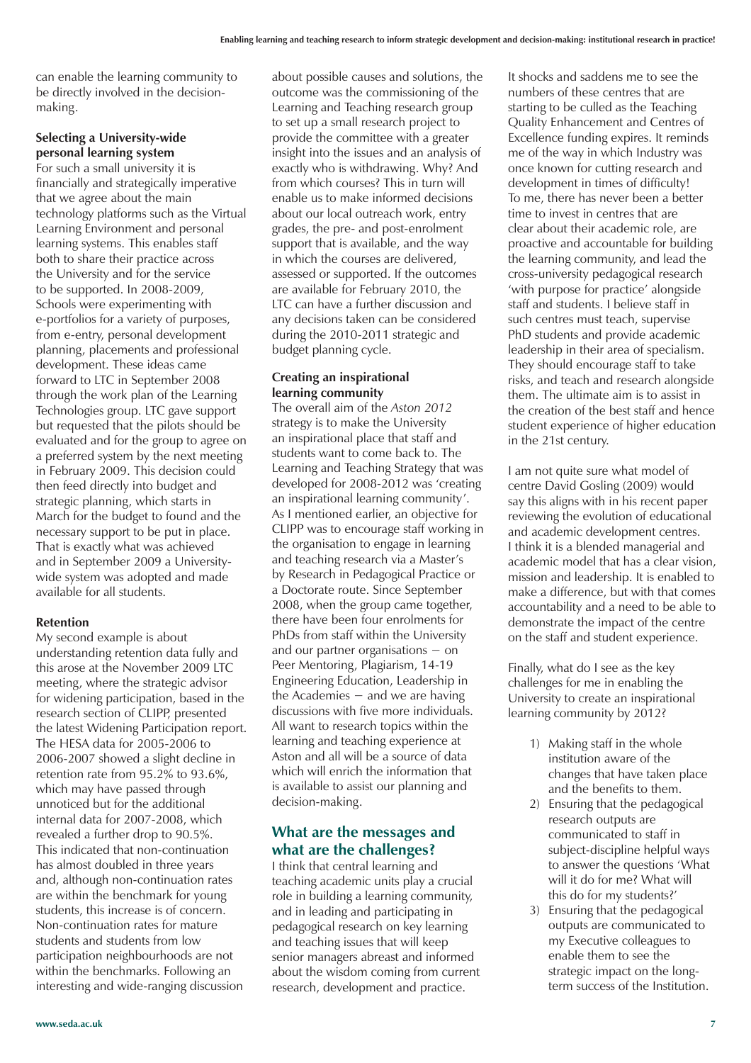can enable the learning community to be directly involved in the decision-making.

### Selecting a University-wide personal learning system

For such a small university it is financially and strategically imperative that we agree about the main technology platforms such as the Virtual Learning Environment and personal learning systems. This enables staff both to share their practice across the University and for the service to be supported. In 2008-2009, Schools were experimenting with e-portfolios for a variety of purposes, from e-entry, personal development planning, placements and professional development. These ideas came forward to LTC in September 2008 through the work plan of the Learning Technologies group. LTC gave support but requested that the pilots should be evaluated and for the group to agree on a preferred system by the next meeting in February 2009. This decision could then feed directly into budget and strategic planning, which starts in March for the budget to found and the necessary support to be put in place. That is exactly what was achieved and in September 2009 a University-wide system was adopted and made available for all students.

### Retention

My second example is about understanding retention data fully and this arose at the November 2009 LTC meeting, where the strategic advisor for widening participation, based in the research section of CLIPP, presented the latest Widening Participation report. The HESA data for 2005-2006 to 2006-2007 showed a slight decline in retention rate from 95.2% to 93.6%, which may have passed through unnoticed but for the additional internal data for 2007-2008, which revealed a further drop to 90.5%. This indicated that non-continuation has almost doubled in three years and, although non-continuation rates are within the benchmark for young students, this increase is of concern. Non-continuation rates for mature students and students from low participation neighbourhoods are not within the benchmarks. Following an interesting and wide-ranging discussion about possible causes and solutions, the outcome was the commissioning of the Learning and Teaching research group to set up a small research project to provide the committee with a greater insight into the issues and an analysis of exactly who is withdrawing. Why? And from which courses? This in turn will enable us to make informed decisions about our local outreach work, entry grades, the pre- and post-enrolment support that is available, and the way in which the courses are delivered, assessed or supported. If the outcomes are available for February 2010, the LTC can have a further discussion and any decisions taken can be considered during the 2010-2011 strategic and budget planning cycle.

### Creating an inspirational learning community

The overall aim of the *Aston 2012* strategy is to make the University an inspirational place that staff and students want to come back to. The Learning and Teaching Strategy that was developed for 2008-2012 was 'creating an inspirational learning community'. As I mentioned earlier, an objective for CLIPP was to encourage staff working in the organisation to engage in learning and teaching research via a Master's by Research in Pedagogical Practice or a Doctorate route. Since September 2008, when the group came together, there have been four enrolments for PhDs from staff within the University and our partner organisations – on Peer Mentoring, Plagiarism, 14-19 Engineering Education, Leadership in the Academies – and we are having discussions with five more individuals. All want to research topics within the learning and teaching experience at Aston and all will be a source of data which will enrich the information that is available to assist our planning and decision-making.

## What are the messages and what are the challenges?

I think that central learning and teaching academic units play a crucial role in building a learning community, and in leading and participating in pedagogical research on key learning and teaching issues that will keep senior managers abreast and informed about the wisdom coming from current research, development and practice.

It shocks and saddens me to see the numbers of these centres that are starting to be culled as the Teaching Quality Enhancement and Centres of Excellence funding expires. It reminds me of the way in which Industry was once known for cutting research and development in times of difficulty! To me, there has never been a better time to invest in centres that are clear about their academic role, are proactive and accountable for building the learning community, and lead the cross-university pedagogical research 'with purpose for practice' alongside staff and students. I believe staff in such centres must teach, supervise PhD students and provide academic leadership in their area of specialism. They should encourage staff to take risks, and teach and research alongside them. The ultimate aim is to assist in the creation of the best staff and hence student experience of higher education in the 21st century.

I am not quite sure what model of centre David Gosling (2009) would say this aligns with in his recent paper reviewing the evolution of educational and academic development centres. I think it is a blended managerial and academic model that has a clear vision, mission and leadership. It is enabled to make a difference, but with that comes accountability and a need to be able to demonstrate the impact of the centre on the staff and student experience.

Finally, what do I see as the key challenges for me in enabling the University to create an inspirational learning community by 2012?

1) Making staff in the whole institution aware of the changes that have taken place and the benefits to them.
2) Ensuring that the pedagogical research outputs are communicated to staff in subject-discipline helpful ways to answer the questions 'What will it do for me? What will this do for my students?'
3) Ensuring that the pedagogical outputs are communicated to my Executive colleagues to enable them to see the strategic impact on the long-term success of the Institution.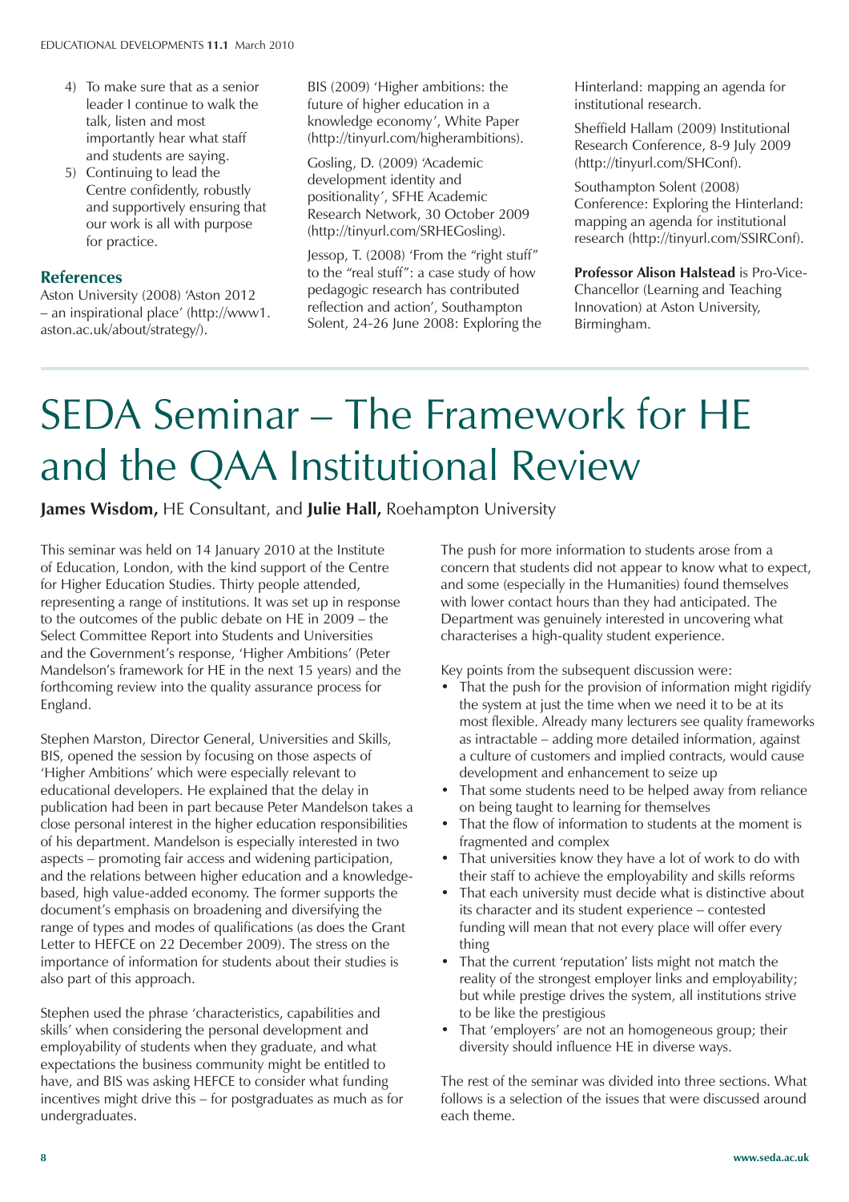4) To make sure that as a senior leader I continue to walk the talk, listen and most importantly hear what staff and students are saying.
5) Continuing to lead the Centre confidently, robustly and supportively ensuring that our work is all with purpose for practice.

## References

Aston University (2008) 'Aston 2012 – an inspirational place' (http://www1.aston.ac.uk/about/strategy/).

BIS (2009) 'Higher ambitions: the future of higher education in a knowledge economy', White Paper (http://tinyurl.com/higherambitions).

Gosling, D. (2009) 'Academic development identity and positionality', SFHE Academic Research Network, 30 October 2009 (http://tinyurl.com/SRHEGosling).

Jessop, T. (2008) 'From the "right stuff" to the "real stuff": a case study of how pedagogic research has contributed reflection and action', Southampton Solent, 24-26 June 2008: Exploring the Hinterland: mapping an agenda for institutional research.

Sheffield Hallam (2009) Institutional Research Conference, 8-9 July 2009 (http://tinyurl.com/SHConf).

Southampton Solent (2008) Conference: Exploring the Hinterland: mapping an agenda for institutional research (http://tinyurl.com/SSIRConf).

**Professor Alison Halstead** is Pro-Vice-Chancellor (Learning and Teaching Innovation) at Aston University, Birmingham.

# SEDA Seminar – The Framework for HE and the QAA Institutional Review

**James Wisdom,** HE Consultant, and **Julie Hall,** Roehampton University

This seminar was held on 14 January 2010 at the Institute of Education, London, with the kind support of the Centre for Higher Education Studies. Thirty people attended, representing a range of institutions. It was set up in response to the outcomes of the public debate on HE in 2009 – the Select Committee Report into Students and Universities and the Government's response, 'Higher Ambitions' (Peter Mandelson's framework for HE in the next 15 years) and the forthcoming review into the quality assurance process for England.

Stephen Marston, Director General, Universities and Skills, BIS, opened the session by focusing on those aspects of 'Higher Ambitions' which were especially relevant to educational developers. He explained that the delay in publication had been in part because Peter Mandelson takes a close personal interest in the higher education responsibilities of his department. Mandelson is especially interested in two aspects – promoting fair access and widening participation, and the relations between higher education and a knowledge-based, high value-added economy. The former supports the document's emphasis on broadening and diversifying the range of types and modes of qualifications (as does the Grant Letter to HEFCE on 22 December 2009). The stress on the importance of information for students about their studies is also part of this approach.

Stephen used the phrase 'characteristics, capabilities and skills' when considering the personal development and employability of students when they graduate, and what expectations the business community might be entitled to have, and BIS was asking HEFCE to consider what funding incentives might drive this – for postgraduates as much as for undergraduates.

The push for more information to students arose from a concern that students did not appear to know what to expect, and some (especially in the Humanities) found themselves with lower contact hours than they had anticipated. The Department was genuinely interested in uncovering what characterises a high-quality student experience.

Key points from the subsequent discussion were:

- That the push for the provision of information might rigidify the system at just the time when we need it to be at its most flexible. Already many lecturers see quality frameworks as intractable – adding more detailed information, against a culture of customers and implied contracts, would cause development and enhancement to seize up
- That some students need to be helped away from reliance on being taught to learning for themselves
- That the flow of information to students at the moment is fragmented and complex
- That universities know they have a lot of work to do with their staff to achieve the employability and skills reforms
- That each university must decide what is distinctive about its character and its student experience – contested funding will mean that not every place will offer every thing
- That the current 'reputation' lists might not match the reality of the strongest employer links and employability; but while prestige drives the system, all institutions strive to be like the prestigious
- That 'employers' are not an homogeneous group; their diversity should influence HE in diverse ways.

The rest of the seminar was divided into three sections. What follows is a selection of the issues that were discussed around each theme.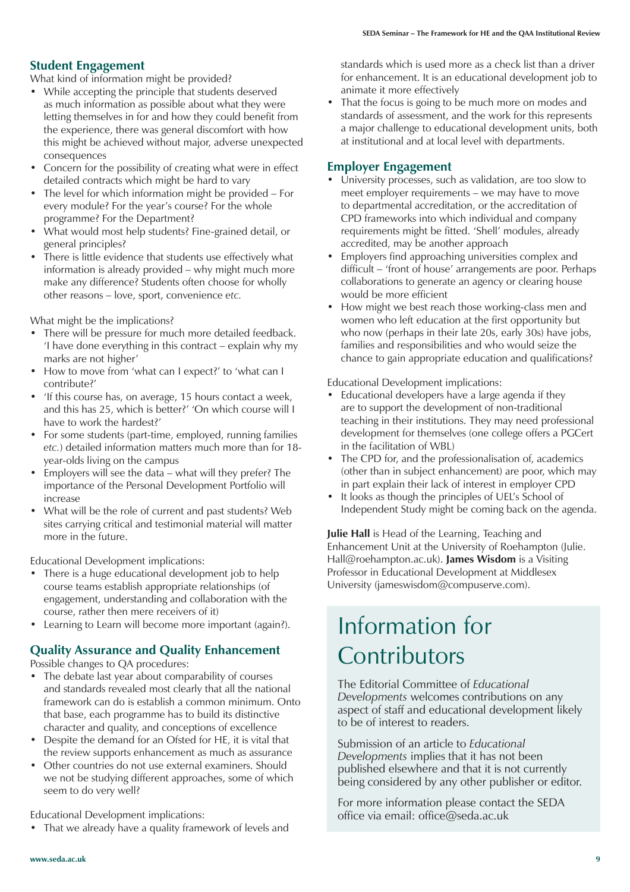## Student Engagement

What kind of information might be provided?

- While accepting the principle that students deserved as much information as possible about what they were letting themselves in for and how they could benefit from the experience, there was general discomfort with how this might be achieved without major, adverse unexpected consequences
- Concern for the possibility of creating what were in effect detailed contracts which might be hard to vary
- The level for which information might be provided – For every module? For the year's course? For the whole programme? For the Department?
- What would most help students? Fine-grained detail, or general principles?
- There is little evidence that students use effectively what information is already provided – why might much more make any difference? Students often choose for wholly other reasons – love, sport, convenience *etc.*

What might be the implications?

- There will be pressure for much more detailed feedback. 'I have done everything in this contract – explain why my marks are not higher'
- How to move from 'what can I expect?' to 'what can I contribute?'
- 'If this course has, on average, 15 hours contact a week, and this has 25, which is better?' 'On which course will I have to work the hardest?'
- For some students (part-time, employed, running families *etc.*) detailed information matters much more than for 18-year-olds living on the campus
- Employers will see the data – what will they prefer? The importance of the Personal Development Portfolio will increase
- What will be the role of current and past students? Web sites carrying critical and testimonial material will matter more in the future.

Educational Development implications:

- There is a huge educational development job to help course teams establish appropriate relationships (of engagement, understanding and collaboration with the course, rather then mere receivers of it)
- Learning to Learn will become more important (again?).

## Quality Assurance and Quality Enhancement

Possible changes to QA procedures:

- The debate last year about comparability of courses and standards revealed most clearly that all the national framework can do is establish a common minimum. Onto that base, each programme has to build its distinctive character and quality, and conceptions of excellence
- Despite the demand for an Ofsted for HE, it is vital that the review supports enhancement as much as assurance
- Other countries do not use external examiners. Should we not be studying different approaches, some of which seem to do very well?

Educational Development implications:

- That we already have a quality framework of levels and standards which is used more as a check list than a driver for enhancement. It is an educational development job to animate it more effectively
- That the focus is going to be much more on modes and standards of assessment, and the work for this represents a major challenge to educational development units, both at institutional and at local level with departments.

## Employer Engagement

- University processes, such as validation, are too slow to meet employer requirements – we may have to move to departmental accreditation, or the accreditation of CPD frameworks into which individual and company requirements might be fitted. 'Shell' modules, already accredited, may be another approach
- Employers find approaching universities complex and difficult – 'front of house' arrangements are poor. Perhaps collaborations to generate an agency or clearing house would be more efficient
- How might we best reach those working-class men and women who left education at the first opportunity but who now (perhaps in their late 20s, early 30s) have jobs, families and responsibilities and who would seize the chance to gain appropriate education and qualifications?

Educational Development implications:

- Educational developers have a large agenda if they are to support the development of non-traditional teaching in their institutions. They may need professional development for themselves (one college offers a PGCert in the facilitation of WBL)
- The CPD for, and the professionalisation of, academics (other than in subject enhancement) are poor, which may in part explain their lack of interest in employer CPD
- It looks as though the principles of UEL's School of Independent Study might be coming back on the agenda.

**Julie Hall** is Head of the Learning, Teaching and Enhancement Unit at the University of Roehampton (Julie.Hall@roehampton.ac.uk). **James Wisdom** is a Visiting Professor in Educational Development at Middlesex University (jameswisdom@compuserve.com).

# Information for Contributors

The Editorial Committee of *Educational Developments* welcomes contributions on any aspect of staff and educational development likely to be of interest to readers.

Submission of an article to *Educational Developments* implies that it has not been published elsewhere and that it is not currently being considered by any other publisher or editor.

For more information please contact the SEDA office via email: office@seda.ac.uk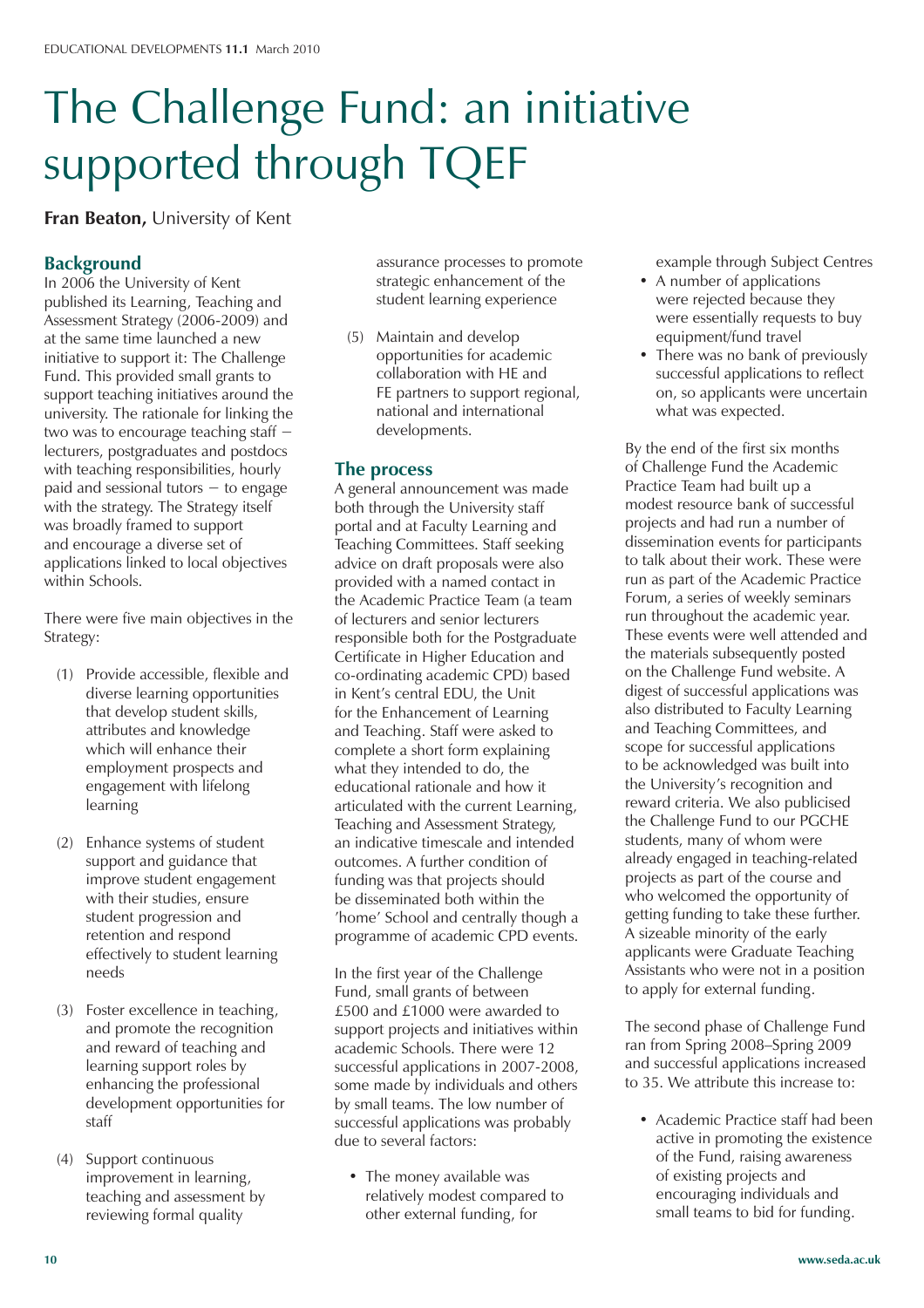# The Challenge Fund: an initiative supported through TQEF

**Fran Beaton,** University of Kent

## Background

In 2006 the University of Kent published its Learning, Teaching and Assessment Strategy (2006-2009) and at the same time launched a new initiative to support it: The Challenge Fund. This provided small grants to support teaching initiatives around the university. The rationale for linking the two was to encourage teaching staff – lecturers, postgraduates and postdocs with teaching responsibilities, hourly paid and sessional tutors – to engage with the strategy. The Strategy itself was broadly framed to support and encourage a diverse set of applications linked to local objectives within Schools.

There were five main objectives in the Strategy:

(1) Provide accessible, flexible and diverse learning opportunities that develop student skills, attributes and knowledge which will enhance their employment prospects and engagement with lifelong learning

(2) Enhance systems of student support and guidance that improve student engagement with their studies, ensure student progression and retention and respond effectively to student learning needs

(3) Foster excellence in teaching, and promote the recognition and reward of teaching and learning support roles by enhancing the professional development opportunities for staff

(4) Support continuous improvement in learning, teaching and assessment by reviewing formal quality assurance processes to promote strategic enhancement of the student learning experience

(5) Maintain and develop opportunities for academic collaboration with HE and FE partners to support regional, national and international developments.

## The process

A general announcement was made both through the University staff portal and at Faculty Learning and Teaching Committees. Staff seeking advice on draft proposals were also provided with a named contact in the Academic Practice Team (a team of lecturers and senior lecturers responsible both for the Postgraduate Certificate in Higher Education and co-ordinating academic CPD) based in Kent's central EDU, the Unit for the Enhancement of Learning and Teaching. Staff were asked to complete a short form explaining what they intended to do, the educational rationale and how it articulated with the current Learning, Teaching and Assessment Strategy, an indicative timescale and intended outcomes. A further condition of funding was that projects should be disseminated both within the 'home' School and centrally though a programme of academic CPD events.

In the first year of the Challenge Fund, small grants of between £500 and £1000 were awarded to support projects and initiatives within academic Schools. There were 12 successful applications in 2007-2008, some made by individuals and others by small teams. The low number of successful applications was probably due to several factors:

- The money available was relatively modest compared to other external funding, for example through Subject Centres
- A number of applications were rejected because they were essentially requests to buy equipment/fund travel
- There was no bank of previously successful applications to reflect on, so applicants were uncertain what was expected.

By the end of the first six months of Challenge Fund the Academic Practice Team had built up a modest resource bank of successful projects and had run a number of dissemination events for participants to talk about their work. These were run as part of the Academic Practice Forum, a series of weekly seminars run throughout the academic year. These events were well attended and the materials subsequently posted on the Challenge Fund website. A digest of successful applications was also distributed to Faculty Learning and Teaching Committees, and scope for successful applications to be acknowledged was built into the University's recognition and reward criteria. We also publicised the Challenge Fund to our PGCHE students, many of whom were already engaged in teaching-related projects as part of the course and who welcomed the opportunity of getting funding to take these further. A sizeable minority of the early applicants were Graduate Teaching Assistants who were not in a position to apply for external funding.

The second phase of Challenge Fund ran from Spring 2008–Spring 2009 and successful applications increased to 35. We attribute this increase to:

- Academic Practice staff had been active in promoting the existence of the Fund, raising awareness of existing projects and encouraging individuals and small teams to bid for funding.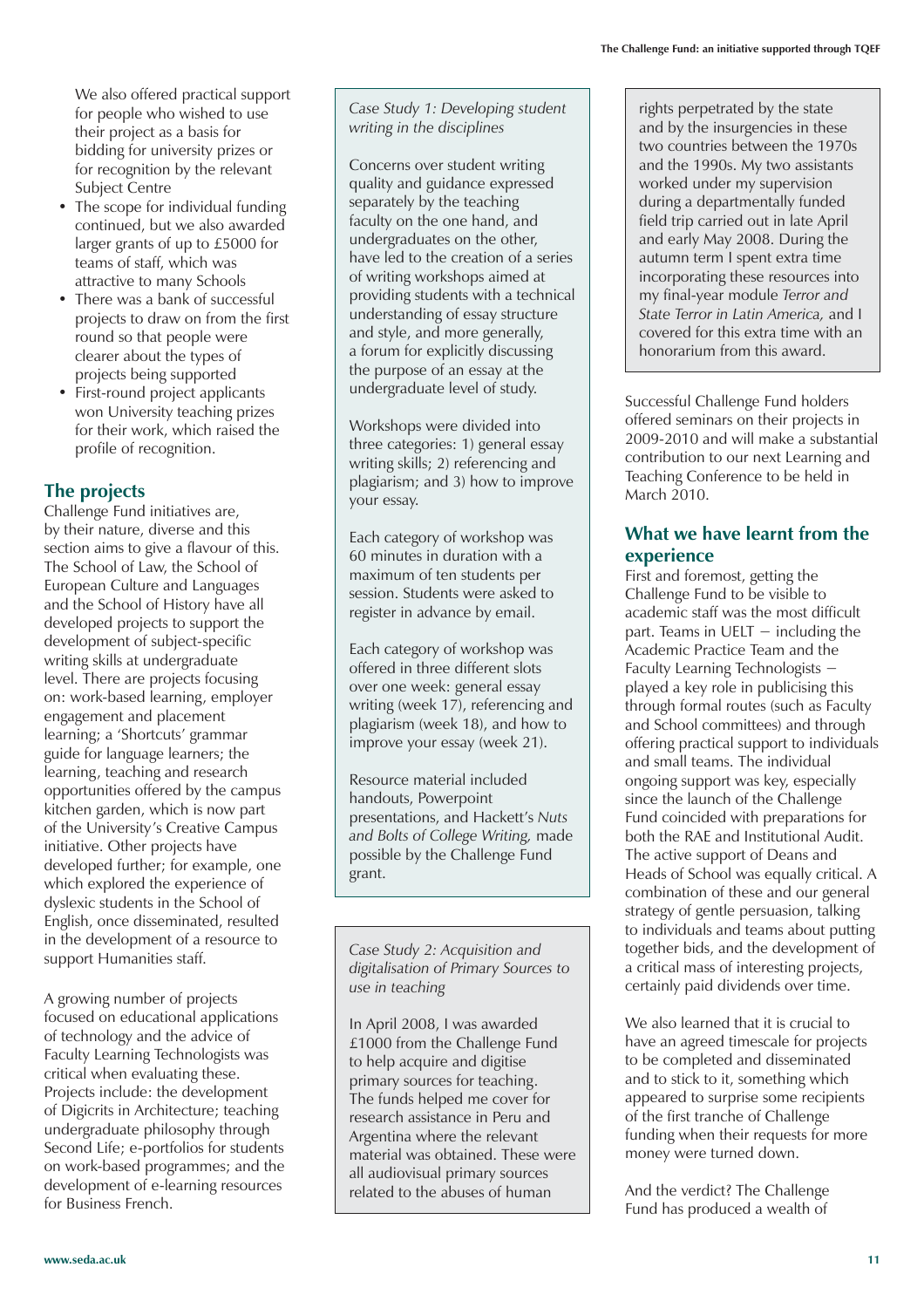We also offered practical support for people who wished to use their project as a basis for bidding for university prizes or for recognition by the relevant Subject Centre

- The scope for individual funding continued, but we also awarded larger grants of up to £5000 for teams of staff, which was attractive to many Schools
- There was a bank of successful projects to draw on from the first round so that people were clearer about the types of projects being supported
- First-round project applicants won University teaching prizes for their work, which raised the profile of recognition.

## The projects

Challenge Fund initiatives are, by their nature, diverse and this section aims to give a flavour of this. The School of Law, the School of European Culture and Languages and the School of History have all developed projects to support the development of subject-specific writing skills at undergraduate level. There are projects focusing on: work-based learning, employer engagement and placement learning; a 'Shortcuts' grammar guide for language learners; the learning, teaching and research opportunities offered by the campus kitchen garden, which is now part of the University's Creative Campus initiative. Other projects have developed further; for example, one which explored the experience of dyslexic students in the School of English, once disseminated, resulted in the development of a resource to support Humanities staff.

A growing number of projects focused on educational applications of technology and the advice of Faculty Learning Technologists was critical when evaluating these. Projects include: the development of Digicrits in Architecture; teaching undergraduate philosophy through Second Life; e-portfolios for students on work-based programmes; and the development of e-learning resources for Business French.

*Case Study 1: Developing student writing in the disciplines*

Concerns over student writing quality and guidance expressed separately by the teaching faculty on the one hand, and undergraduates on the other, have led to the creation of a series of writing workshops aimed at providing students with a technical understanding of essay structure and style, and more generally, a forum for explicitly discussing the purpose of an essay at the undergraduate level of study.

Workshops were divided into three categories: 1) general essay writing skills; 2) referencing and plagiarism; and 3) how to improve your essay.

Each category of workshop was 60 minutes in duration with a maximum of ten students per session. Students were asked to register in advance by email.

Each category of workshop was offered in three different slots over one week: general essay writing (week 17), referencing and plagiarism (week 18), and how to improve your essay (week 21).

Resource material included handouts, Powerpoint presentations, and Hackett's *Nuts and Bolts of College Writing,* made possible by the Challenge Fund grant.

*Case Study 2: Acquisition and digitalisation of Primary Sources to use in teaching*

In April 2008, I was awarded £1000 from the Challenge Fund to help acquire and digitise primary sources for teaching. The funds helped me cover for research assistance in Peru and Argentina where the relevant material was obtained. These were all audiovisual primary sources related to the abuses of human rights perpetrated by the state and by the insurgencies in these two countries between the 1970s and the 1990s. My two assistants worked under my supervision during a departmentally funded field trip carried out in late April and early May 2008. During the autumn term I spent extra time incorporating these resources into my final-year module *Terror and State Terror in Latin America,* and I covered for this extra time with an honorarium from this award.

Successful Challenge Fund holders offered seminars on their projects in 2009-2010 and will make a substantial contribution to our next Learning and Teaching Conference to be held in March 2010.

## What we have learnt from the experience

First and foremost, getting the Challenge Fund to be visible to academic staff was the most difficult part. Teams in UELT – including the Academic Practice Team and the Faculty Learning Technologists – played a key role in publicising this through formal routes (such as Faculty and School committees) and through offering practical support to individuals and small teams. The individual ongoing support was key, especially since the launch of the Challenge Fund coincided with preparations for both the RAE and Institutional Audit. The active support of Deans and Heads of School was equally critical. A combination of these and our general strategy of gentle persuasion, talking to individuals and teams about putting together bids, and the development of a critical mass of interesting projects, certainly paid dividends over time.

We also learned that it is crucial to have an agreed timescale for projects to be completed and disseminated and to stick to it, something which appeared to surprise some recipients of the first tranche of Challenge funding when their requests for more money were turned down.

And the verdict? The Challenge Fund has produced a wealth of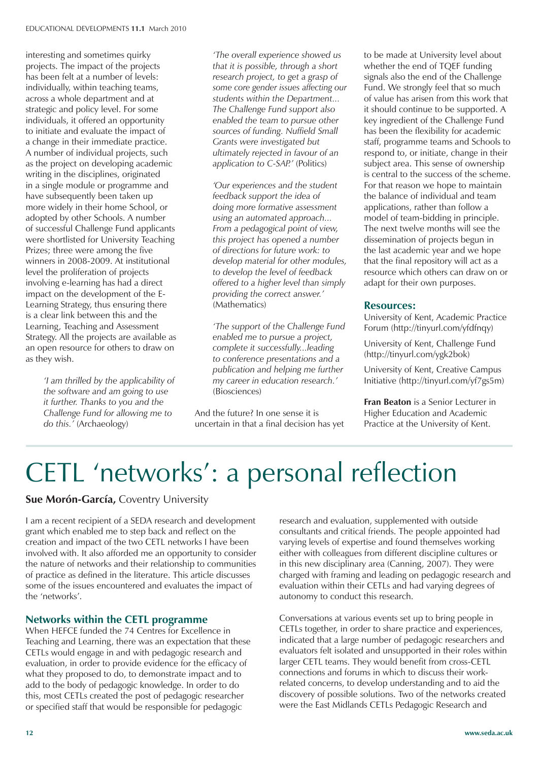interesting and sometimes quirky projects. The impact of the projects has been felt at a number of levels: individually, within teaching teams, across a whole department and at strategic and policy level. For some individuals, it offered an opportunity to initiate and evaluate the impact of a change in their immediate practice. A number of individual projects, such as the project on developing academic writing in the disciplines, originated in a single module or programme and have subsequently been taken up more widely in their home School, or adopted by other Schools. A number of successful Challenge Fund applicants were shortlisted for University Teaching Prizes; three were among the five winners in 2008-2009. At institutional level the proliferation of projects involving e-learning has had a direct impact on the development of the E-Learning Strategy, thus ensuring there is a clear link between this and the Learning, Teaching and Assessment Strategy. All the projects are available as an open resource for others to draw on as they wish.

> *'I am thrilled by the applicability of the software and am going to use it further. Thanks to you and the Challenge Fund for allowing me to do this.'* (Archaeology)

> *'The overall experience showed us that it is possible, through a short research project, to get a grasp of some core gender issues affecting our students within the Department... The Challenge Fund support also enabled the team to pursue other sources of funding. Nuffield Small Grants were investigated but ultimately rejected in favour of an application to C-SAP.'* (Politics)

> *'Our experiences and the student feedback support the idea of doing more formative assessment using an automated approach... From a pedagogical point of view, this project has opened a number of directions for future work: to develop material for other modules, to develop the level of feedback offered to a higher level than simply providing the correct answer.'* (Mathematics)

> *'The support of the Challenge Fund enabled me to pursue a project, complete it successfully...leading to conference presentations and a publication and helping me further my career in education research.'* (Biosciences)

And the future? In one sense it is uncertain in that a final decision has yet to be made at University level about whether the end of TQEF funding signals also the end of the Challenge Fund. We strongly feel that so much of value has arisen from this work that it should continue to be supported. A key ingredient of the Challenge Fund has been the flexibility for academic staff, programme teams and Schools to respond to, or initiate, change in their subject area. This sense of ownership is central to the success of the scheme. For that reason we hope to maintain the balance of individual and team applications, rather than follow a model of team-bidding in principle. The next twelve months will see the dissemination of projects begun in the last academic year and we hope that the final repository will act as a resource which others can draw on or adapt for their own purposes.

### Resources:

University of Kent, Academic Practice Forum (http://tinyurl.com/yfdfnqy)

University of Kent, Challenge Fund (http://tinyurl.com/ygk2bok)

University of Kent, Creative Campus Initiative (http://tinyurl.com/yf7gs5m)

**Fran Beaton** is a Senior Lecturer in Higher Education and Academic Practice at the University of Kent.

# CETL 'networks': a personal reflection

**Sue Morón-García,** Coventry University

I am a recent recipient of a SEDA research and development grant which enabled me to step back and reflect on the creation and impact of the two CETL networks I have been involved with. It also afforded me an opportunity to consider the nature of networks and their relationship to communities of practice as defined in the literature. This article discusses some of the issues encountered and evaluates the impact of the 'networks'.

### Networks within the CETL programme

When HEFCE funded the 74 Centres for Excellence in Teaching and Learning, there was an expectation that these CETLs would engage in and with pedagogic research and evaluation, in order to provide evidence for the efficacy of what they proposed to do, to demonstrate impact and to add to the body of pedagogic knowledge. In order to do this, most CETLs created the post of pedagogic researcher or specified staff that would be responsible for pedagogic research and evaluation, supplemented with outside consultants and critical friends. The people appointed had varying levels of expertise and found themselves working either with colleagues from different discipline cultures or in this new disciplinary area (Canning, 2007). They were charged with framing and leading on pedagogic research and evaluation within their CETLs and had varying degrees of autonomy to conduct this research.

Conversations at various events set up to bring people in CETLs together, in order to share practice and experiences, indicated that a large number of pedagogic researchers and evaluators felt isolated and unsupported in their roles within larger CETL teams. They would benefit from cross-CETL connections and forums in which to discuss their work-related concerns, to develop understanding and to aid the discovery of possible solutions. Two of the networks created were the East Midlands CETLs Pedagogic Research and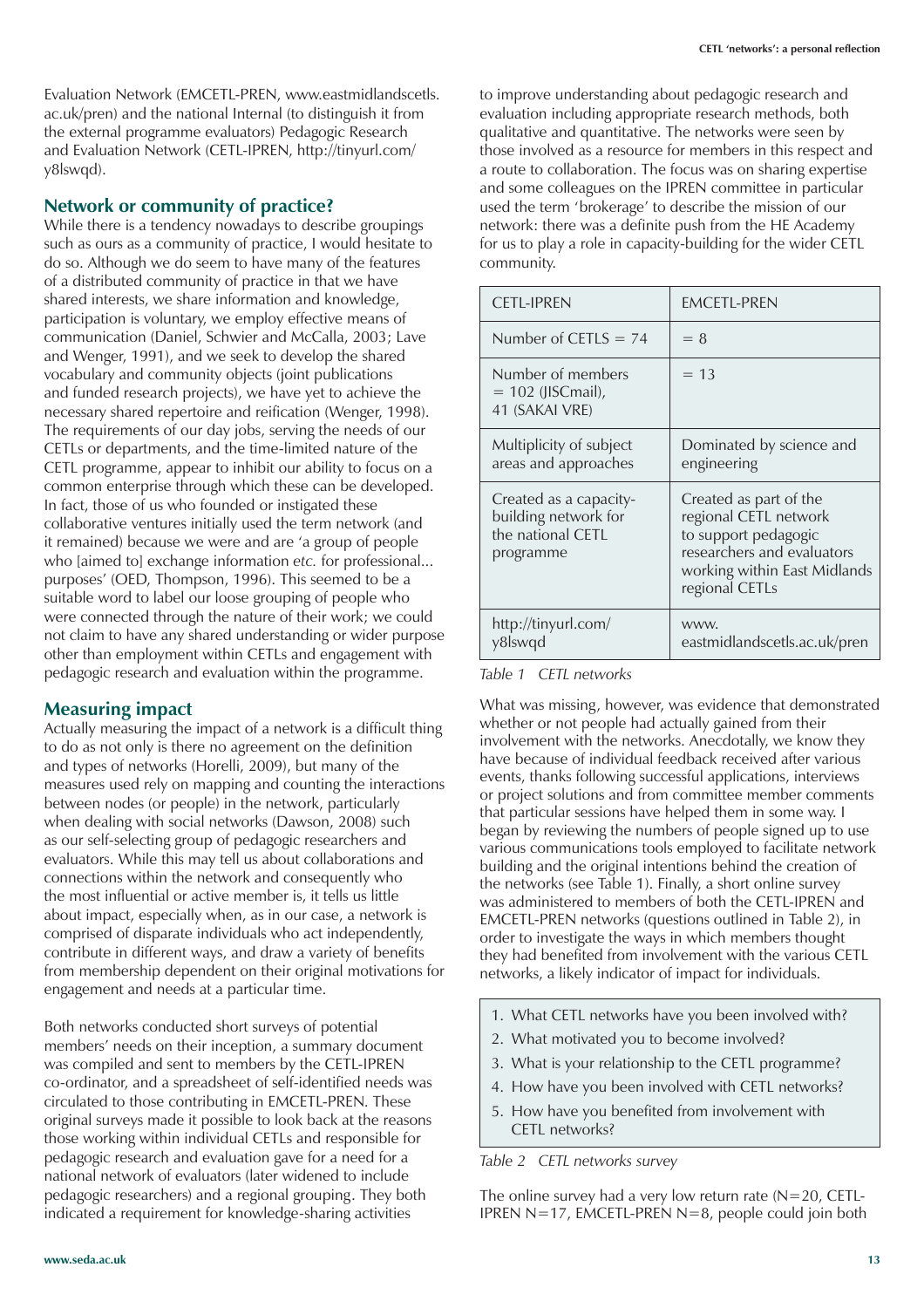Evaluation Network (EMCETL-PREN, www.eastmidlandscetls.ac.uk/pren) and the national Internal (to distinguish it from the external programme evaluators) Pedagogic Research and Evaluation Network (CETL-IPREN, http://tinyurl.com/y8lswqd).

## Network or community of practice?

While there is a tendency nowadays to describe groupings such as ours as a community of practice, I would hesitate to do so. Although we do seem to have many of the features of a distributed community of practice in that we have shared interests, we share information and knowledge, participation is voluntary, we employ effective means of communication (Daniel, Schwier and McCalla, 2003; Lave and Wenger, 1991), and we seek to develop the shared vocabulary and community objects (joint publications and funded research projects), we have yet to achieve the necessary shared repertoire and reification (Wenger, 1998). The requirements of our day jobs, serving the needs of our CETLs or departments, and the time-limited nature of the CETL programme, appear to inhibit our ability to focus on a common enterprise through which these can be developed. In fact, those of us who founded or instigated these collaborative ventures initially used the term network (and it remained) because we were and are 'a group of people who [aimed to] exchange information *etc.* for professional... purposes' (OED, Thompson, 1996). This seemed to be a suitable word to label our loose grouping of people who were connected through the nature of their work; we could not claim to have any shared understanding or wider purpose other than employment within CETLs and engagement with pedagogic research and evaluation within the programme.

## Measuring impact

Actually measuring the impact of a network is a difficult thing to do as not only is there no agreement on the definition and types of networks (Horelli, 2009), but many of the measures used rely on mapping and counting the interactions between nodes (or people) in the network, particularly when dealing with social networks (Dawson, 2008) such as our self-selecting group of pedagogic researchers and evaluators. While this may tell us about collaborations and connections within the network and consequently who the most influential or active member is, it tells us little about impact, especially when, as in our case, a network is comprised of disparate individuals who act independently, contribute in different ways, and draw a variety of benefits from membership dependent on their original motivations for engagement and needs at a particular time.

Both networks conducted short surveys of potential members' needs on their inception, a summary document was compiled and sent to members by the CETL-IPREN co-ordinator, and a spreadsheet of self-identified needs was circulated to those contributing in EMCETL-PREN. These original surveys made it possible to look back at the reasons those working within individual CETLs and responsible for pedagogic research and evaluation gave for a need for a national network of evaluators (later widened to include pedagogic researchers) and a regional grouping. They both indicated a requirement for knowledge-sharing activities to improve understanding about pedagogic research and evaluation including appropriate research methods, both qualitative and quantitative. The networks were seen by those involved as a resource for members in this respect and a route to collaboration. The focus was on sharing expertise and some colleagues on the IPREN committee in particular used the term 'brokerage' to describe the mission of our network: there was a definite push from the HE Academy for us to play a role in capacity-building for the wider CETL community.

| CETL-IPREN | EMCETL-PREN |
|---|---|
| Number of CETLS = 74 | = 8 |
| Number of members = 102 (JISCmail), 41 (SAKAI VRE) | = 13 |
| Multiplicity of subject areas and approaches | Dominated by science and engineering |
| Created as a capacity-building network for the national CETL programme | Created as part of the regional CETL network to support pedagogic researchers and evaluators working within East Midlands regional CETLs |
| http://tinyurl.com/y8lswqd | www.eastmidlandscetls.ac.uk/pren |

*Table 1 CETL networks*

What was missing, however, was evidence that demonstrated whether or not people had actually gained from their involvement with the networks. Anecdotally, we know they have because of individual feedback received after various events, thanks following successful applications, interviews or project solutions and from committee member comments that particular sessions have helped them in some way. I began by reviewing the numbers of people signed up to use various communications tools employed to facilitate network building and the original intentions behind the creation of the networks (see Table 1). Finally, a short online survey was administered to members of both the CETL-IPREN and EMCETL-PREN networks (questions outlined in Table 2), in order to investigate the ways in which members thought they had benefited from involvement with the various CETL networks, a likely indicator of impact for individuals.

1. What CETL networks have you been involved with?
2. What motivated you to become involved?
3. What is your relationship to the CETL programme?
4. How have you been involved with CETL networks?
5. How have you benefited from involvement with CETL networks?

*Table 2 CETL networks survey*

The online survey had a very low return rate (N=20, CETL-IPREN N=17, EMCETL-PREN N=8, people could join both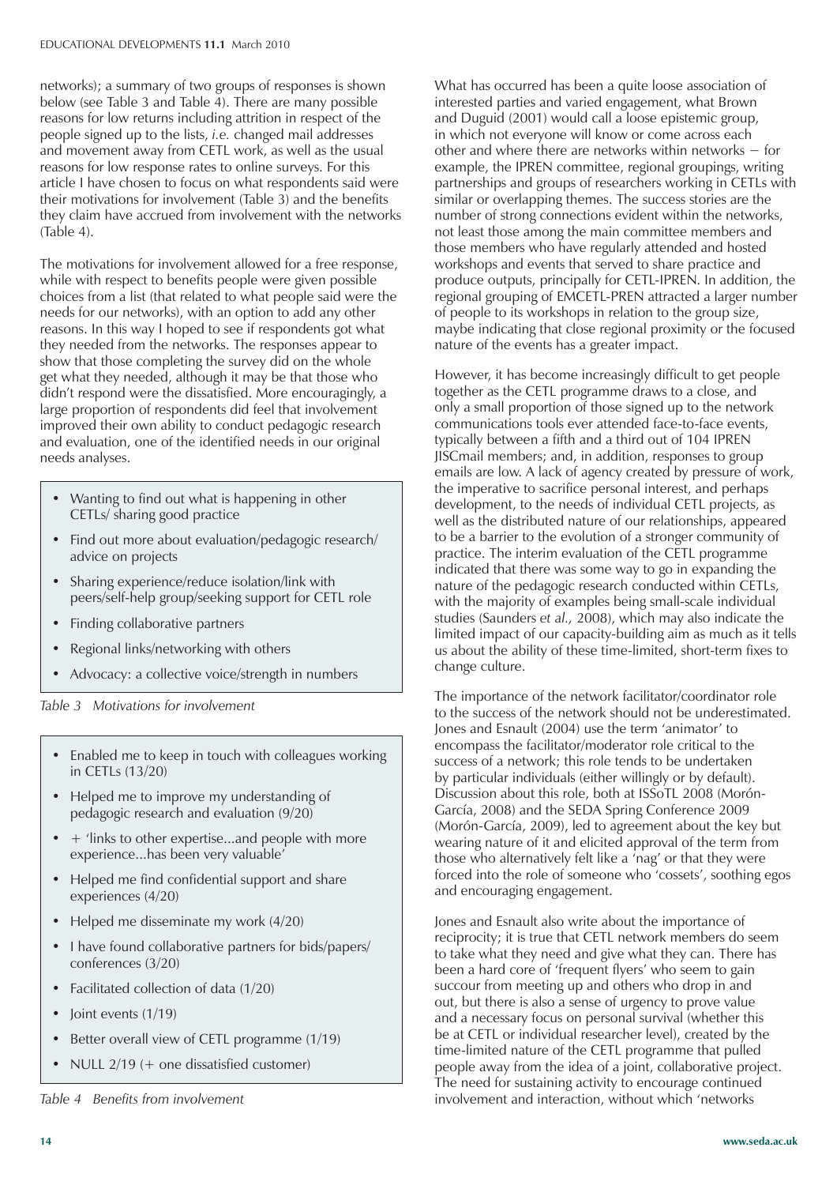networks); a summary of two groups of responses is shown below (see Table 3 and Table 4). There are many possible reasons for low returns including attrition in respect of the people signed up to the lists, *i.e.* changed mail addresses and movement away from CETL work, as well as the usual reasons for low response rates to online surveys. For this article I have chosen to focus on what respondents said were their motivations for involvement (Table 3) and the benefits they claim have accrued from involvement with the networks (Table 4).

The motivations for involvement allowed for a free response, while with respect to benefits people were given possible choices from a list (that related to what people said were the needs for our networks), with an option to add any other reasons. In this way I hoped to see if respondents got what they needed from the networks. The responses appear to show that those completing the survey did on the whole get what they needed, although it may be that those who didn't respond were the dissatisfied. More encouragingly, a large proportion of respondents did feel that involvement improved their own ability to conduct pedagogic research and evaluation, one of the identified needs in our original needs analyses.

- Wanting to find out what is happening in other CETLs/ sharing good practice
- Find out more about evaluation/pedagogic research/ advice on projects
- Sharing experience/reduce isolation/link with peers/self-help group/seeking support for CETL role
- Finding collaborative partners
- Regional links/networking with others
- Advocacy: a collective voice/strength in numbers

*Table 3 Motivations for involvement*

- Enabled me to keep in touch with colleagues working in CETLs (13/20)
- Helped me to improve my understanding of pedagogic research and evaluation (9/20)
- + 'links to other expertise...and people with more experience...has been very valuable'
- Helped me find confidential support and share experiences (4/20)
- Helped me disseminate my work (4/20)
- I have found collaborative partners for bids/papers/ conferences (3/20)
- Facilitated collection of data (1/20)
- Joint events (1/19)
- Better overall view of CETL programme (1/19)
- NULL 2/19 (+ one dissatisfied customer)

*Table 4 Benefits from involvement*

What has occurred has been a quite loose association of interested parties and varied engagement, what Brown and Duguid (2001) would call a loose epistemic group, in which not everyone will know or come across each other and where there are networks within networks – for example, the IPREN committee, regional groupings, writing partnerships and groups of researchers working in CETLs with similar or overlapping themes. The success stories are the number of strong connections evident within the networks, not least those among the main committee members and those members who have regularly attended and hosted workshops and events that served to share practice and produce outputs, principally for CETL-IPREN. In addition, the regional grouping of EMCETL-PREN attracted a larger number of people to its workshops in relation to the group size, maybe indicating that close regional proximity or the focused nature of the events has a greater impact.

However, it has become increasingly difficult to get people together as the CETL programme draws to a close, and only a small proportion of those signed up to the network communications tools ever attended face-to-face events, typically between a fifth and a third out of 104 IPREN JISCmail members; and, in addition, responses to group emails are low. A lack of agency created by pressure of work, the imperative to sacrifice personal interest, and perhaps development, to the needs of individual CETL projects, as well as the distributed nature of our relationships, appeared to be a barrier to the evolution of a stronger community of practice. The interim evaluation of the CETL programme indicated that there was some way to go in expanding the nature of the pedagogic research conducted within CETLs, with the majority of examples being small-scale individual studies (Saunders *et al.,* 2008), which may also indicate the limited impact of our capacity-building aim as much as it tells us about the ability of these time-limited, short-term fixes to change culture.

The importance of the network facilitator/coordinator role to the success of the network should not be underestimated. Jones and Esnault (2004) use the term 'animator' to encompass the facilitator/moderator role critical to the success of a network; this role tends to be undertaken by particular individuals (either willingly or by default). Discussion about this role, both at ISSoTL 2008 (Morón-García, 2008) and the SEDA Spring Conference 2009 (Morón-García, 2009), led to agreement about the key but wearing nature of it and elicited approval of the term from those who alternatively felt like a 'nag' or that they were forced into the role of someone who 'cossets', soothing egos and encouraging engagement.

Jones and Esnault also write about the importance of reciprocity; it is true that CETL network members do seem to take what they need and give what they can. There has been a hard core of 'frequent flyers' who seem to gain succour from meeting up and others who drop in and out, but there is also a sense of urgency to prove value and a necessary focus on personal survival (whether this be at CETL or individual researcher level), created by the time-limited nature of the CETL programme that pulled people away from the idea of a joint, collaborative project. The need for sustaining activity to encourage continued involvement and interaction, without which 'networks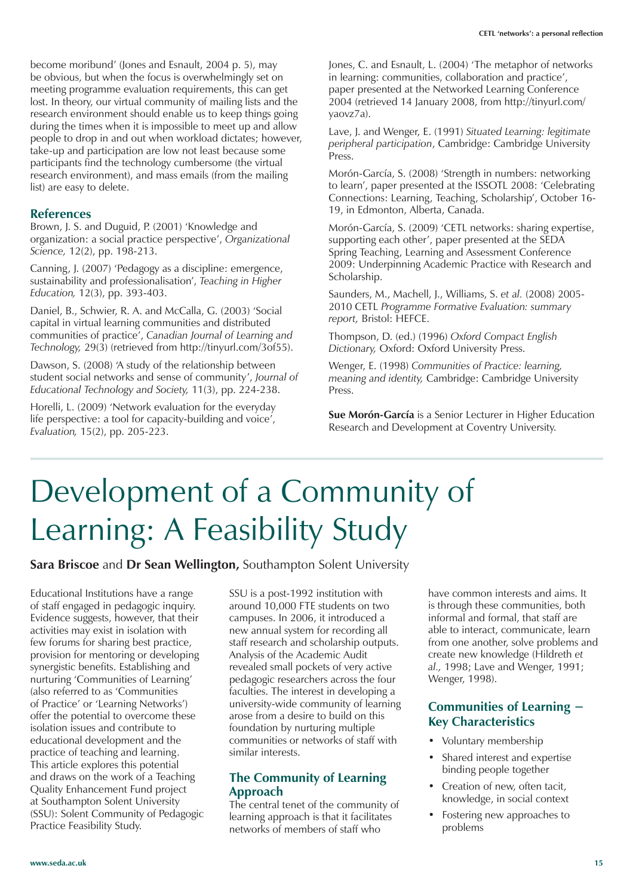become moribund' (Jones and Esnault, 2004 p. 5), may be obvious, but when the focus is overwhelmingly set on meeting programme evaluation requirements, this can get lost. In theory, our virtual community of mailing lists and the research environment should enable us to keep things going during the times when it is impossible to meet up and allow people to drop in and out when workload dictates; however, take-up and participation are low not least because some participants find the technology cumbersome (the virtual research environment), and mass emails (from the mailing list) are easy to delete.

### References

Brown, J. S. and Duguid, P. (2001) 'Knowledge and organization: a social practice perspective', *Organizational Science,* 12(2), pp. 198-213.

Canning, J. (2007) 'Pedagogy as a discipline: emergence, sustainability and professionalisation', *Teaching in Higher Education,* 12(3), pp. 393-403.

Daniel, B., Schwier, R. A. and McCalla, G. (2003) 'Social capital in virtual learning communities and distributed communities of practice', *Canadian Journal of Learning and Technology,* 29(3) (retrieved from http://tinyurl.com/3of55).

Dawson, S. (2008) 'A study of the relationship between student social networks and sense of community', *Journal of Educational Technology and Society,* 11(3), pp. 224-238.

Horelli, L. (2009) 'Network evaluation for the everyday life perspective: a tool for capacity-building and voice', *Evaluation,* 15(2), pp. 205-223.

Jones, C. and Esnault, L. (2004) 'The metaphor of networks in learning: communities, collaboration and practice', paper presented at the Networked Learning Conference 2004 (retrieved 14 January 2008, from http://tinyurl.com/yaovz7a).

Lave, J. and Wenger, E. (1991) *Situated Learning: legitimate peripheral participation*, Cambridge: Cambridge University Press.

Morón-García, S. (2008) 'Strength in numbers: networking to learn', paper presented at the ISSOTL 2008: 'Celebrating Connections: Learning, Teaching, Scholarship', October 16-19, in Edmonton, Alberta, Canada.

Morón-García, S. (2009) 'CETL networks: sharing expertise, supporting each other', paper presented at the SEDA Spring Teaching, Learning and Assessment Conference 2009: Underpinning Academic Practice with Research and Scholarship.

Saunders, M., Machell, J., Williams, S. *et al.* (2008) 2005-2010 CETL *Programme Formative Evaluation: summary report,* Bristol: HEFCE.

Thompson, D. (ed.) (1996) *Oxford Compact English Dictionary,* Oxford: Oxford University Press.

Wenger, E. (1998) *Communities of Practice: learning, meaning and identity,* Cambridge: Cambridge University Press.

**Sue Morón-García** is a Senior Lecturer in Higher Education Research and Development at Coventry University.

# Development of a Community of Learning: A Feasibility Study

**Sara Briscoe** and **Dr Sean Wellington,** Southampton Solent University

Educational Institutions have a range of staff engaged in pedagogic inquiry. Evidence suggests, however, that their activities may exist in isolation with few forums for sharing best practice, provision for mentoring or developing synergistic benefits. Establishing and nurturing 'Communities of Learning' (also referred to as 'Communities of Practice' or 'Learning Networks') offer the potential to overcome these isolation issues and contribute to educational development and the practice of teaching and learning. This article explores this potential and draws on the work of a Teaching Quality Enhancement Fund project at Southampton Solent University (SSU): Solent Community of Pedagogic Practice Feasibility Study.

SSU is a post-1992 institution with around 10,000 FTE students on two campuses. In 2006, it introduced a new annual system for recording all staff research and scholarship outputs. Analysis of the Academic Audit revealed small pockets of very active pedagogic researchers across the four faculties. The interest in developing a university-wide community of learning arose from a desire to build on this foundation by nurturing multiple communities or networks of staff with similar interests.

### The Community of Learning Approach

The central tenet of the community of learning approach is that it facilitates networks of members of staff who have common interests and aims. It is through these communities, both informal and formal, that staff are able to interact, communicate, learn from one another, solve problems and create new knowledge (Hildreth *et al.,* 1998; Lave and Wenger, 1991; Wenger, 1998).

### Communities of Learning – Key Characteristics

- Voluntary membership
- Shared interest and expertise binding people together
- Creation of new, often tacit, knowledge, in social context
- Fostering new approaches to problems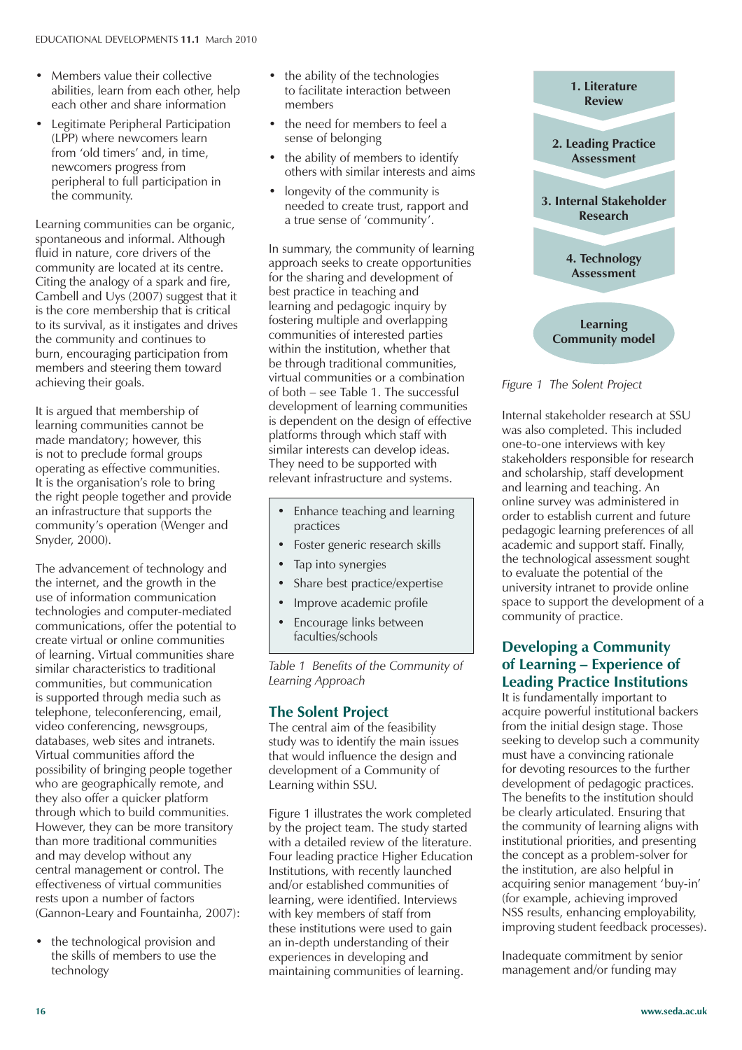- Members value their collective abilities, learn from each other, help each other and share information
- Legitimate Peripheral Participation (LPP) where newcomers learn from 'old timers' and, in time, newcomers progress from peripheral to full participation in the community.

Learning communities can be organic, spontaneous and informal. Although fluid in nature, core drivers of the community are located at its centre. Citing the analogy of a spark and fire, Cambell and Uys (2007) suggest that it is the core membership that is critical to its survival, as it instigates and drives the community and continues to burn, encouraging participation from members and steering them toward achieving their goals.

It is argued that membership of learning communities cannot be made mandatory; however, this is not to preclude formal groups operating as effective communities. It is the organisation's role to bring the right people together and provide an infrastructure that supports the community's operation (Wenger and Snyder, 2000).

The advancement of technology and the internet, and the growth in the use of information communication technologies and computer-mediated communications, offer the potential to create virtual or online communities of learning. Virtual communities share similar characteristics to traditional communities, but communication is supported through media such as telephone, teleconferencing, email, video conferencing, newsgroups, databases, web sites and intranets. Virtual communities afford the possibility of bringing people together who are geographically remote, and they also offer a quicker platform through which to build communities. However, they can be more transitory than more traditional communities and may develop without any central management or control. The effectiveness of virtual communities rests upon a number of factors (Gannon-Leary and Fountainha, 2007):

- the technological provision and the skills of members to use the technology
- the ability of the technologies to facilitate interaction between members
- the need for members to feel a sense of belonging
- the ability of members to identify others with similar interests and aims
- longevity of the community is needed to create trust, rapport and a true sense of 'community'.

In summary, the community of learning approach seeks to create opportunities for the sharing and development of best practice in teaching and learning and pedagogic inquiry by fostering multiple and overlapping communities of interested parties within the institution, whether that be through traditional communities, virtual communities or a combination of both – see Table 1. The successful development of learning communities is dependent on the design of effective platforms through which staff with similar interests can develop ideas. They need to be supported with relevant infrastructure and systems.

| |
|---|
| • Enhance teaching and learning practices |
| • Foster generic research skills |
| • Tap into synergies |
| • Share best practice/expertise |
| • Improve academic profile |
| • Encourage links between faculties/schools |

*Table 1 Benefits of the Community of Learning Approach*

## The Solent Project

The central aim of the feasibility study was to identify the main issues that would influence the design and development of a Community of Learning within SSU.

Figure 1 illustrates the work completed by the project team. The study started with a detailed review of the literature. Four leading practice Higher Education Institutions, with recently launched and/or established communities of learning, were identified. Interviews with key members of staff from these institutions were used to gain an in-depth understanding of their experiences in developing and maintaining communities of learning.

**1. Literature Review**

**2. Leading Practice Assessment**

**3. Internal Stakeholder Research**

**4. Technology Assessment**

**Learning Community model**

*Figure 1 The Solent Project*

Internal stakeholder research at SSU was also completed. This included one-to-one interviews with key stakeholders responsible for research and scholarship, staff development and learning and teaching. An online survey was administered in order to establish current and future pedagogic learning preferences of all academic and support staff. Finally, the technological assessment sought to evaluate the potential of the university intranet to provide online space to support the development of a community of practice.

## Developing a Community of Learning – Experience of Leading Practice Institutions

It is fundamentally important to acquire powerful institutional backers from the initial design stage. Those seeking to develop such a community must have a convincing rationale for devoting resources to the further development of pedagogic practices. The benefits to the institution should be clearly articulated. Ensuring that the community of learning aligns with institutional priorities, and presenting the concept as a problem-solver for the institution, are also helpful in acquiring senior management 'buy-in' (for example, achieving improved NSS results, enhancing employability, improving student feedback processes).

Inadequate commitment by senior management and/or funding may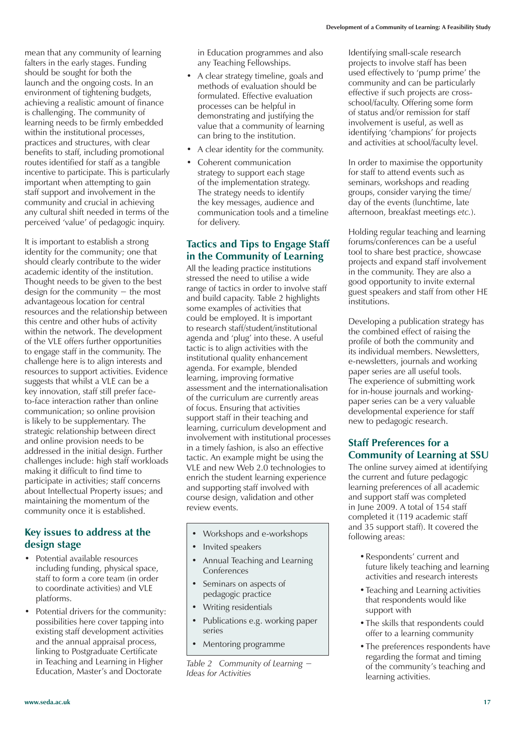mean that any community of learning falters in the early stages. Funding should be sought for both the launch and the ongoing costs. In an environment of tightening budgets, achieving a realistic amount of finance is challenging. The community of learning needs to be firmly embedded within the institutional processes, practices and structures, with clear benefits to staff, including promotional routes identified for staff as a tangible incentive to participate. This is particularly important when attempting to gain staff support and involvement in the community and crucial in achieving any cultural shift needed in terms of the perceived 'value' of pedagogic inquiry.

It is important to establish a strong identity for the community; one that should clearly contribute to the wider academic identity of the institution. Thought needs to be given to the best design for the community – the most advantageous location for central resources and the relationship between this centre and other hubs of activity within the network. The development of the VLE offers further opportunities to engage staff in the community. The challenge here is to align interests and resources to support activities. Evidence suggests that whilst a VLE can be a key innovation, staff still prefer face-to-face interaction rather than online communication; so online provision is likely to be supplementary. The strategic relationship between direct and online provision needs to be addressed in the initial design. Further challenges include: high staff workloads making it difficult to find time to participate in activities; staff concerns about Intellectual Property issues; and maintaining the momentum of the community once it is established.

## Key issues to address at the design stage

- Potential available resources including funding, physical space, staff to form a core team (in order to coordinate activities) and VLE platforms.
- Potential drivers for the community: possibilities here cover tapping into existing staff development activities and the annual appraisal process, linking to Postgraduate Certificate in Teaching and Learning in Higher Education, Master's and Doctorate in Education programmes and also any Teaching Fellowships.
- A clear strategy timeline, goals and methods of evaluation should be formulated. Effective evaluation processes can be helpful in demonstrating and justifying the value that a community of learning can bring to the institution.
- A clear identity for the community.
- Coherent communication strategy to support each stage of the implementation strategy. The strategy needs to identify the key messages, audience and communication tools and a timeline for delivery.

## Tactics and Tips to Engage Staff in the Community of Learning

All the leading practice institutions stressed the need to utilise a wide range of tactics in order to involve staff and build capacity. Table 2 highlights some examples of activities that could be employed. It is important to research staff/student/institutional agenda and 'plug' into these. A useful tactic is to align activities with the institutional quality enhancement agenda. For example, blended learning, improving formative assessment and the internationalisation of the curriculum are currently areas of focus. Ensuring that activities support staff in their teaching and learning, curriculum development and involvement with institutional processes in a timely fashion, is also an effective tactic. An example might be using the VLE and new Web 2.0 technologies to enrich the student learning experience and supporting staff involved with course design, validation and other review events.

- Workshops and e-workshops
- Invited speakers
- Annual Teaching and Learning Conferences
- Seminars on aspects of pedagogic practice
- Writing residentials
- Publications e.g. working paper series
- Mentoring programme

*Table 2 Community of Learning – Ideas for Activities*

Identifying small-scale research projects to involve staff has been used effectively to 'pump prime' the community and can be particularly effective if such projects are cross-school/faculty. Offering some form of status and/or remission for staff involvement is useful, as well as identifying 'champions' for projects and activities at school/faculty level.

In order to maximise the opportunity for staff to attend events such as seminars, workshops and reading groups, consider varying the time/day of the events (lunchtime, late afternoon, breakfast meetings *etc.*).

Holding regular teaching and learning forums/conferences can be a useful tool to share best practice, showcase projects and expand staff involvement in the community. They are also a good opportunity to invite external guest speakers and staff from other HE institutions.

Developing a publication strategy has the combined effect of raising the profile of both the community and its individual members. Newsletters, e-newsletters, journals and working paper series are all useful tools. The experience of submitting work for in-house journals and working-paper series can be a very valuable developmental experience for staff new to pedagogic research.

## Staff Preferences for a Community of Learning at SSU

The online survey aimed at identifying the current and future pedagogic learning preferences of all academic and support staff was completed in June 2009. A total of 154 staff completed it (119 academic staff and 35 support staff). It covered the following areas:

- Respondents' current and future likely teaching and learning activities and research interests
- Teaching and Learning activities that respondents would like support with
- The skills that respondents could offer to a learning community
- The preferences respondents have regarding the format and timing of the community's teaching and learning activities.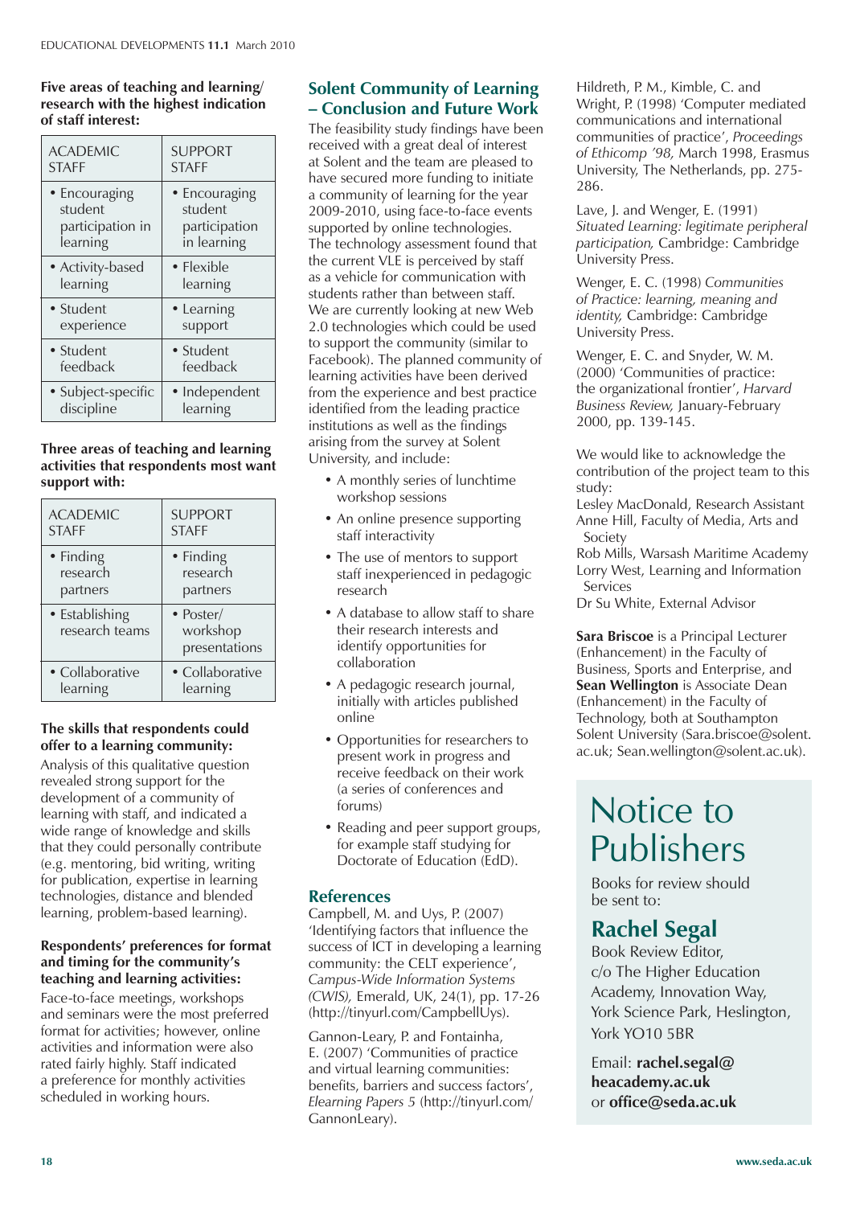**Five areas of teaching and learning/ research with the highest indication of staff interest:**

| ACADEMIC STAFF | SUPPORT STAFF |
|---|---|
| • Encouraging student participation in learning | • Encouraging student participation in learning |
| • Activity-based learning | • Flexible learning |
| • Student experience | • Learning support |
| • Student feedback | • Student feedback |
| • Subject-specific discipline | • Independent learning |

**Three areas of teaching and learning activities that respondents most want support with:**

| ACADEMIC STAFF | SUPPORT STAFF |
|---|---|
| • Finding research partners | • Finding research partners |
| • Establishing research teams | • Poster/ workshop presentations |
| • Collaborative learning | • Collaborative learning |

**The skills that respondents could offer to a learning community:**

Analysis of this qualitative question revealed strong support for the development of a community of learning with staff, and indicated a wide range of knowledge and skills that they could personally contribute (e.g. mentoring, bid writing, writing for publication, expertise in learning technologies, distance and blended learning, problem-based learning).

**Respondents' preferences for format and timing for the community's teaching and learning activities:**

Face-to-face meetings, workshops and seminars were the most preferred format for activities; however, online activities and information were also rated fairly highly. Staff indicated a preference for monthly activities scheduled in working hours.

## Solent Community of Learning – Conclusion and Future Work

The feasibility study findings have been received with a great deal of interest at Solent and the team are pleased to have secured more funding to initiate a community of learning for the year 2009-2010, using face-to-face events supported by online technologies. The technology assessment found that the current VLE is perceived by staff as a vehicle for communication with students rather than between staff. We are currently looking at new Web 2.0 technologies which could be used to support the community (similar to Facebook). The planned community of learning activities have been derived from the experience and best practice identified from the leading practice institutions as well as the findings arising from the survey at Solent University, and include:

- A monthly series of lunchtime workshop sessions
- An online presence supporting staff interactivity
- The use of mentors to support staff inexperienced in pedagogic research
- A database to allow staff to share their research interests and identify opportunities for collaboration
- A pedagogic research journal, initially with articles published online
- Opportunities for researchers to present work in progress and receive feedback on their work (a series of conferences and forums)
- Reading and peer support groups, for example staff studying for Doctorate of Education (EdD).

## References

Campbell, M. and Uys, P. (2007) 'Identifying factors that influence the success of ICT in developing a learning community: the CELT experience', *Campus-Wide Information Systems (CWIS),* Emerald, UK, 24(1), pp. 17-26 (http://tinyurl.com/CampbellUys).

Gannon-Leary, P. and Fontainha, E. (2007) 'Communities of practice and virtual learning communities: benefits, barriers and success factors', *Elearning Papers 5* (http://tinyurl.com/GannonLeary).

Hildreth, P. M., Kimble, C. and Wright, P. (1998) 'Computer mediated communications and international communities of practice', *Proceedings of Ethicomp '98,* March 1998, Erasmus University, The Netherlands, pp. 275-286.

Lave, J. and Wenger, E. (1991) *Situated Learning: legitimate peripheral participation,* Cambridge: Cambridge University Press.

Wenger, E. C. (1998) *Communities of Practice: learning, meaning and identity,* Cambridge: Cambridge University Press.

Wenger, E. C. and Snyder, W. M. (2000) 'Communities of practice: the organizational frontier', *Harvard Business Review,* January-February 2000, pp. 139-145.

We would like to acknowledge the contribution of the project team to this study:
Lesley MacDonald, Research Assistant
Anne Hill, Faculty of Media, Arts and Society
Rob Mills, Warsash Maritime Academy
Lorry West, Learning and Information Services
Dr Su White, External Advisor

**Sara Briscoe** is a Principal Lecturer (Enhancement) in the Faculty of Business, Sports and Enterprise, and **Sean Wellington** is Associate Dean (Enhancement) in the Faculty of Technology, both at Southampton Solent University (Sara.briscoe@solent.ac.uk; Sean.wellington@solent.ac.uk).

# Notice to Publishers

Books for review should be sent to:

## Rachel Segal

Book Review Editor,
c/o The Higher Education Academy, Innovation Way, York Science Park, Heslington, York YO10 5BR

Email: **rachel.segal@heacademy.ac.uk** or **office@seda.ac.uk**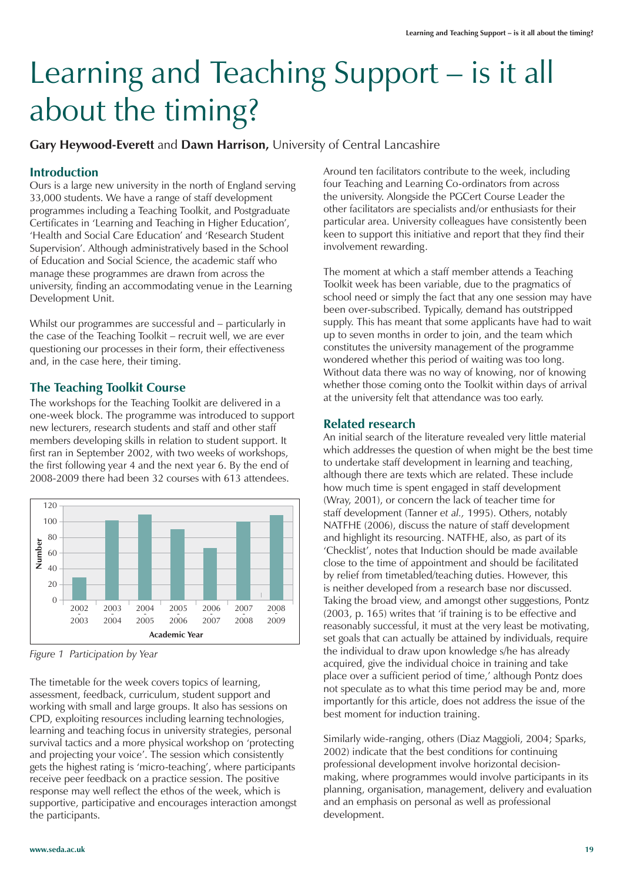# Learning and Teaching Support – is it all about the timing?

**Gary Heywood-Everett** and **Dawn Harrison,** University of Central Lancashire

## Introduction

Ours is a large new university in the north of England serving 33,000 students. We have a range of staff development programmes including a Teaching Toolkit, and Postgraduate Certificates in 'Learning and Teaching in Higher Education', 'Health and Social Care Education' and 'Research Student Supervision'. Although administratively based in the School of Education and Social Science, the academic staff who manage these programmes are drawn from across the university, finding an accommodating venue in the Learning Development Unit.

Whilst our programmes are successful and – particularly in the case of the Teaching Toolkit – recruit well, we are ever questioning our processes in their form, their effectiveness and, in the case here, their timing.

## The Teaching Toolkit Course

The workshops for the Teaching Toolkit are delivered in a one-week block. The programme was introduced to support new lecturers, research students and staff and other staff members developing skills in relation to student support. It first ran in September 2002, with two weeks of workshops, the first following year 4 and the next year 6. By the end of 2008-2009 there had been 32 courses with 613 attendees.

| Academic Year | Number |
|---|---|
| 2002-2003 | 29 |
| 2003-2004 | 102 |
| 2004-2005 | 109 |
| 2005-2006 | 91 |
| 2006-2007 | 67 |
| 2007-2008 | 100 |
| 2008-2009 | 108 |

*Figure 1 Participation by Year*

The timetable for the week covers topics of learning, assessment, feedback, curriculum, student support and working with small and large groups. It also has sessions on CPD, exploiting resources including learning technologies, learning and teaching focus in university strategies, personal survival tactics and a more physical workshop on 'protecting and projecting your voice'. The session which consistently gets the highest rating is 'micro-teaching', where participants receive peer feedback on a practice session. The positive response may well reflect the ethos of the week, which is supportive, participative and encourages interaction amongst the participants.

Around ten facilitators contribute to the week, including four Teaching and Learning Co-ordinators from across the university. Alongside the PGCert Course Leader the other facilitators are specialists and/or enthusiasts for their particular area. University colleagues have consistently been keen to support this initiative and report that they find their involvement rewarding.

The moment at which a staff member attends a Teaching Toolkit week has been variable, due to the pragmatics of school need or simply the fact that any one session may have been over-subscribed. Typically, demand has outstripped supply. This has meant that some applicants have had to wait up to seven months in order to join, and the team which constitutes the university management of the programme wondered whether this period of waiting was too long. Without data there was no way of knowing, nor of knowing whether those coming onto the Toolkit within days of arrival at the university felt that attendance was too early.

## Related research

An initial search of the literature revealed very little material which addresses the question of when might be the best time to undertake staff development in learning and teaching, although there are texts which are related. These include how much time is spent engaged in staff development (Wray, 2001), or concern the lack of teacher time for staff development (Tanner *et al.,* 1995). Others, notably NATFHE (2006), discuss the nature of staff development and highlight its resourcing. NATFHE, also, as part of its 'Checklist', notes that Induction should be made available close to the time of appointment and should be facilitated by relief from timetabled/teaching duties. However, this is neither developed from a research base nor discussed. Taking the broad view, and amongst other suggestions, Pontz (2003, p. 165) writes that 'if training is to be effective and reasonably successful, it must at the very least be motivating, set goals that can actually be attained by individuals, require the individual to draw upon knowledge s/he has already acquired, give the individual choice in training and take place over a sufficient period of time,' although Pontz does not speculate as to what this time period may be and, more importantly for this article, does not address the issue of the best moment for induction training.

Similarly wide-ranging, others (Diaz Maggioli, 2004; Sparks, 2002) indicate that the best conditions for continuing professional development involve horizontal decision-making, where programmes would involve participants in its planning, organisation, management, delivery and evaluation and an emphasis on personal as well as professional development.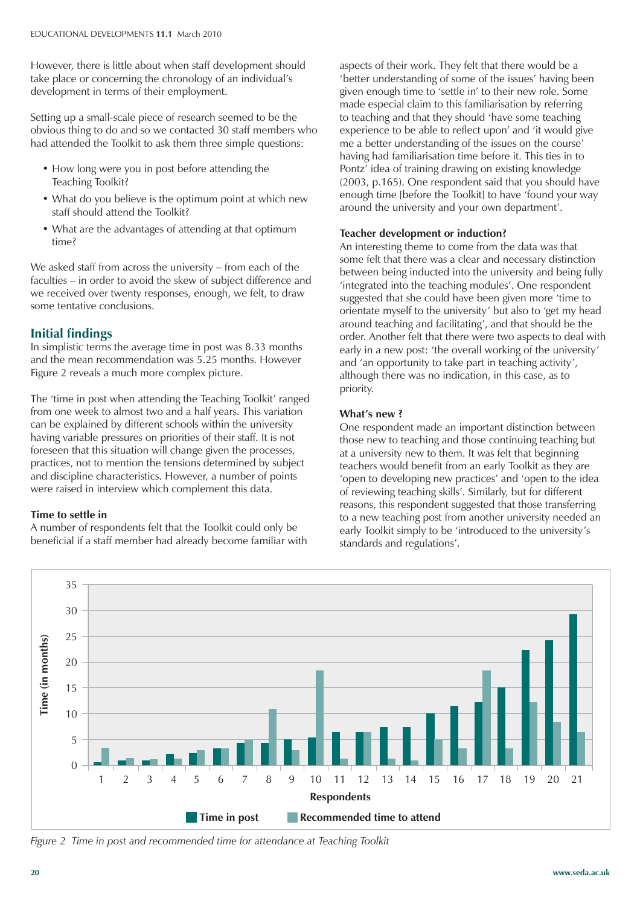However, there is little about when staff development should take place or concerning the chronology of an individual's development in terms of their employment.

Setting up a small-scale piece of research seemed to be the obvious thing to do and so we contacted 30 staff members who had attended the Toolkit to ask them three simple questions:

- How long were you in post before attending the Teaching Toolkit?
- What do you believe is the optimum point at which new staff should attend the Toolkit?
- What are the advantages of attending at that optimum time?

We asked staff from across the university – from each of the faculties – in order to avoid the skew of subject difference and we received over twenty responses, enough, we felt, to draw some tentative conclusions.

## Initial findings

In simplistic terms the average time in post was 8.33 months and the mean recommendation was 5.25 months. However Figure 2 reveals a much more complex picture.

The 'time in post when attending the Teaching Toolkit' ranged from one week to almost two and a half years. This variation can be explained by different schools within the university having variable pressures on priorities of their staff. It is not foreseen that this situation will change given the processes, practices, not to mention the tensions determined by subject and discipline characteristics. However, a number of points were raised in interview which complement this data.

### Time to settle in

A number of respondents felt that the Toolkit could only be beneficial if a staff member had already become familiar with aspects of their work. They felt that there would be a 'better understanding of some of the issues' having been given enough time to 'settle in' to their new role. Some made especial claim to this familiarisation by referring to teaching and that they should 'have some teaching experience to be able to reflect upon' and 'it would give me a better understanding of the issues on the course' having had familiarisation time before it. This ties in to Pontz' idea of training drawing on existing knowledge (2003, p.165). One respondent said that you should have enough time [before the Toolkit] to have 'found your way around the university and your own department'.

### Teacher development or induction?

An interesting theme to come from the data was that some felt that there was a clear and necessary distinction between being inducted into the university and being fully 'integrated into the teaching modules'. One respondent suggested that she could have been given more 'time to orientate myself to the university' but also to 'get my head around teaching and facilitating', and that should be the order. Another felt that there were two aspects to deal with early in a new post: 'the overall working of the university' and 'an opportunity to take part in teaching activity', although there was no indication, in this case, as to priority.

### What's new ?

One respondent made an important distinction between those new to teaching and those continuing teaching but at a university new to them. It was felt that beginning teachers would benefit from an early Toolkit as they are 'open to developing new practices' and 'open to the idea of reviewing teaching skills'. Similarly, but for different reasons, this respondent suggested that those transferring to a new teaching post from another university needed an early Toolkit simply to be 'introduced to the university's standards and regulations'.

*Figure 2 Time in post and recommended time for attendance at Teaching Toolkit*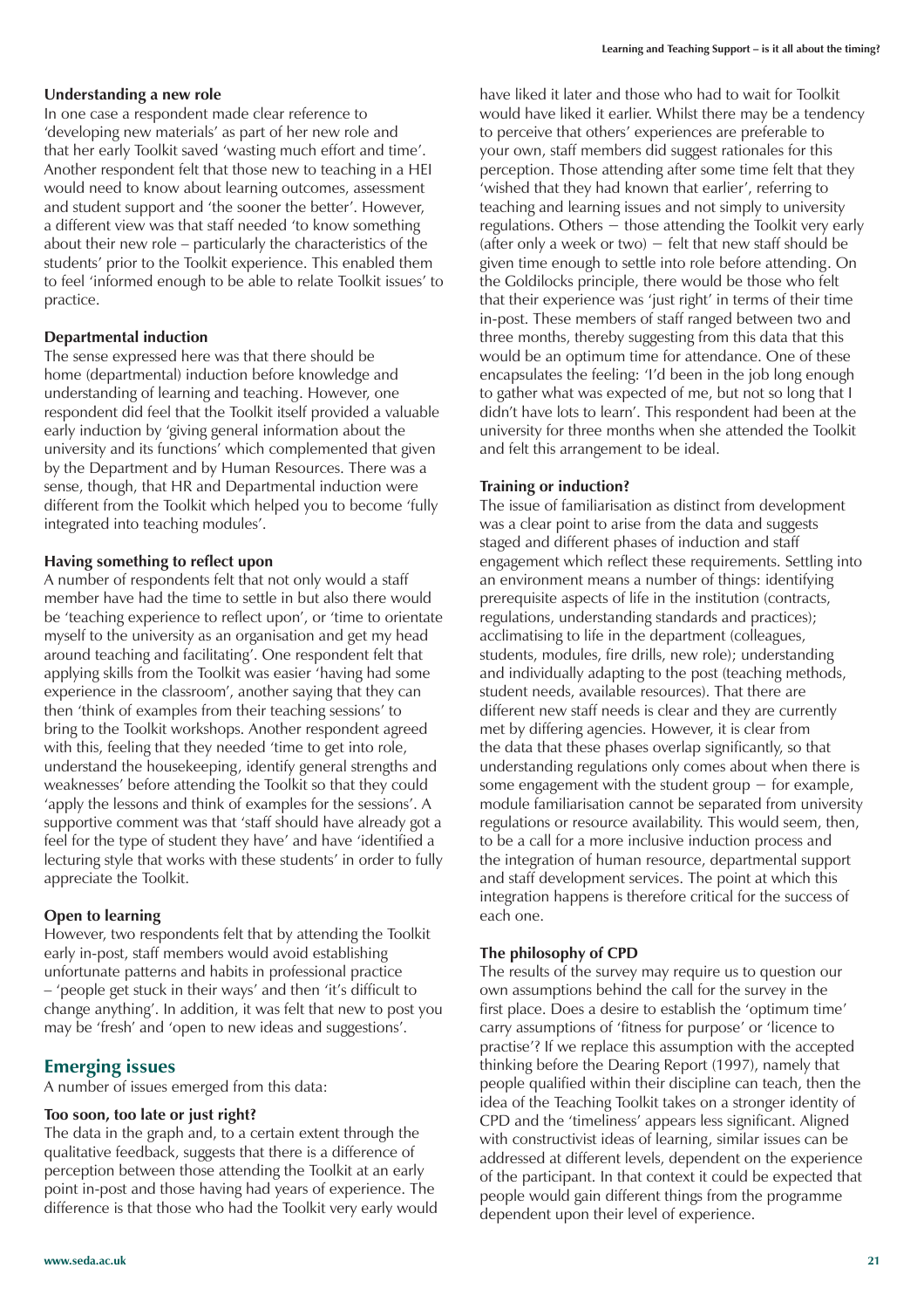#### Understanding a new role

In one case a respondent made clear reference to 'developing new materials' as part of her new role and that her early Toolkit saved 'wasting much effort and time'. Another respondent felt that those new to teaching in a HEI would need to know about learning outcomes, assessment and student support and 'the sooner the better'. However, a different view was that staff needed 'to know something about their new role – particularly the characteristics of the students' prior to the Toolkit experience. This enabled them to feel 'informed enough to be able to relate Toolkit issues' to practice.

#### Departmental induction

The sense expressed here was that there should be home (departmental) induction before knowledge and understanding of learning and teaching. However, one respondent did feel that the Toolkit itself provided a valuable early induction by 'giving general information about the university and its functions' which complemented that given by the Department and by Human Resources. There was a sense, though, that HR and Departmental induction were different from the Toolkit which helped you to become 'fully integrated into teaching modules'.

#### Having something to reflect upon

A number of respondents felt that not only would a staff member have had the time to settle in but also there would be 'teaching experience to reflect upon', or 'time to orientate myself to the university as an organisation and get my head around teaching and facilitating'. One respondent felt that applying skills from the Toolkit was easier 'having had some experience in the classroom', another saying that they can then 'think of examples from their teaching sessions' to bring to the Toolkit workshops. Another respondent agreed with this, feeling that they needed 'time to get into role, understand the housekeeping, identify general strengths and weaknesses' before attending the Toolkit so that they could 'apply the lessons and think of examples for the sessions'. A supportive comment was that 'staff should have already got a feel for the type of student they have' and have 'identified a lecturing style that works with these students' in order to fully appreciate the Toolkit.

#### Open to learning

However, two respondents felt that by attending the Toolkit early in-post, staff members would avoid establishing unfortunate patterns and habits in professional practice – 'people get stuck in their ways' and then 'it's difficult to change anything'. In addition, it was felt that new to post you may be 'fresh' and 'open to new ideas and suggestions'.

## Emerging issues

A number of issues emerged from this data:

#### Too soon, too late or just right?

The data in the graph and, to a certain extent through the qualitative feedback, suggests that there is a difference of perception between those attending the Toolkit at an early point in-post and those having had years of experience. The difference is that those who had the Toolkit very early would have liked it later and those who had to wait for Toolkit would have liked it earlier. Whilst there may be a tendency to perceive that others' experiences are preferable to your own, staff members did suggest rationales for this perception. Those attending after some time felt that they 'wished that they had known that earlier', referring to teaching and learning issues and not simply to university regulations. Others – those attending the Toolkit very early (after only a week or two) – felt that new staff should be given time enough to settle into role before attending. On the Goldilocks principle, there would be those who felt that their experience was 'just right' in terms of their time in-post. These members of staff ranged between two and three months, thereby suggesting from this data that this would be an optimum time for attendance. One of these encapsulates the feeling: 'I'd been in the job long enough to gather what was expected of me, but not so long that I didn't have lots to learn'. This respondent had been at the university for three months when she attended the Toolkit and felt this arrangement to be ideal.

#### Training or induction?

The issue of familiarisation as distinct from development was a clear point to arise from the data and suggests staged and different phases of induction and staff engagement which reflect these requirements. Settling into an environment means a number of things: identifying prerequisite aspects of life in the institution (contracts, regulations, understanding standards and practices); acclimatising to life in the department (colleagues, students, modules, fire drills, new role); understanding and individually adapting to the post (teaching methods, student needs, available resources). That there are different new staff needs is clear and they are currently met by differing agencies. However, it is clear from the data that these phases overlap significantly, so that understanding regulations only comes about when there is some engagement with the student group – for example, module familiarisation cannot be separated from university regulations or resource availability. This would seem, then, to be a call for a more inclusive induction process and the integration of human resource, departmental support and staff development services. The point at which this integration happens is therefore critical for the success of each one.

#### The philosophy of CPD

The results of the survey may require us to question our own assumptions behind the call for the survey in the first place. Does a desire to establish the 'optimum time' carry assumptions of 'fitness for purpose' or 'licence to practise'? If we replace this assumption with the accepted thinking before the Dearing Report (1997), namely that people qualified within their discipline can teach, then the idea of the Teaching Toolkit takes on a stronger identity of CPD and the 'timeliness' appears less significant. Aligned with constructivist ideas of learning, similar issues can be addressed at different levels, dependent on the experience of the participant. In that context it could be expected that people would gain different things from the programme dependent upon their level of experience.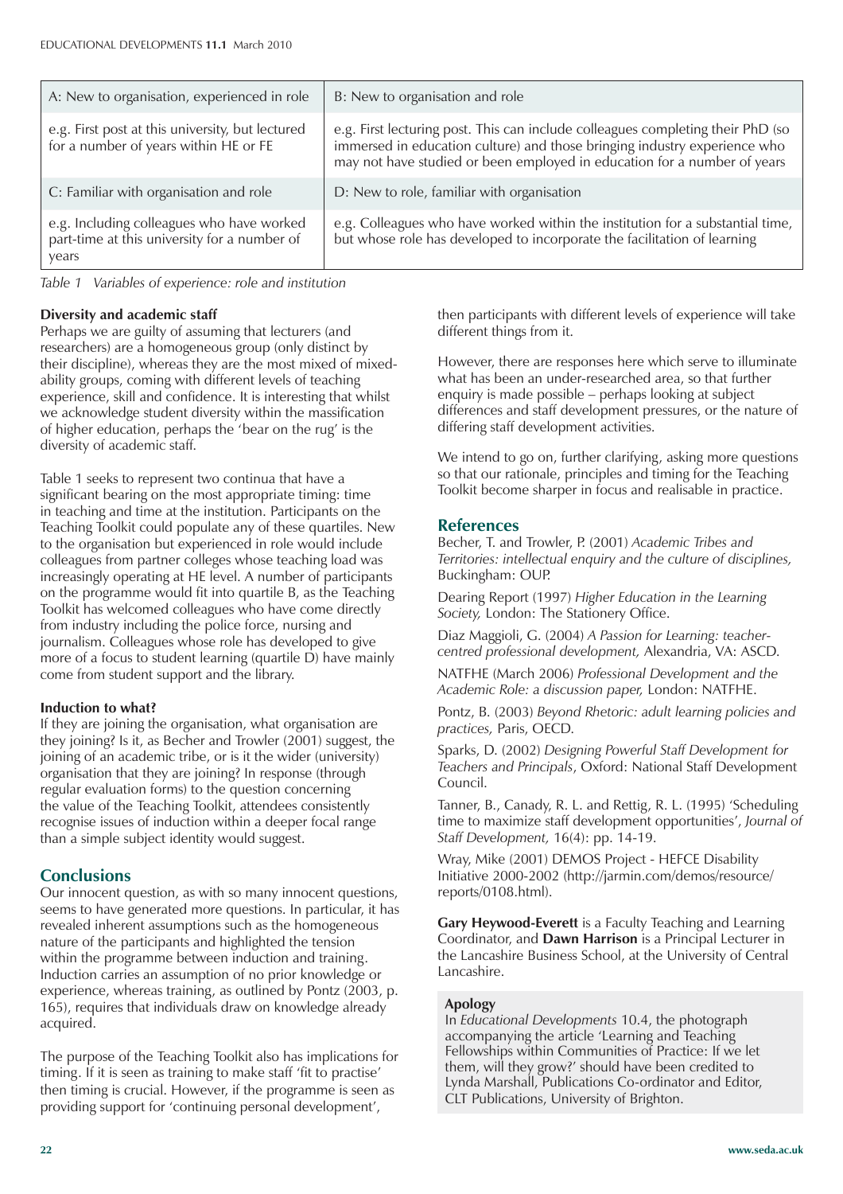| A: New to organisation, experienced in role | B: New to organisation and role |
|---|---|
| e.g. First post at this university, but lectured for a number of years within HE or FE | e.g. First lecturing post. This can include colleagues completing their PhD (so immersed in education culture) and those bringing industry experience who may not have studied or been employed in education for a number of years |
| C: Familiar with organisation and role | D: New to role, familiar with organisation |
| e.g. Including colleagues who have worked part-time at this university for a number of years | e.g. Colleagues who have worked within the institution for a substantial time, but whose role has developed to incorporate the facilitation of learning |

*Table 1 Variables of experience: role and institution*

**Diversity and academic staff**

Perhaps we are guilty of assuming that lecturers (and researchers) are a homogeneous group (only distinct by their discipline), whereas they are the most mixed of mixed-ability groups, coming with different levels of teaching experience, skill and confidence. It is interesting that whilst we acknowledge student diversity within the massification of higher education, perhaps the 'bear on the rug' is the diversity of academic staff.

Table 1 seeks to represent two continua that have a significant bearing on the most appropriate timing: time in teaching and time at the institution. Participants on the Teaching Toolkit could populate any of these quartiles. New to the organisation but experienced in role would include colleagues from partner colleges whose teaching load was increasingly operating at HE level. A number of participants on the programme would fit into quartile B, as the Teaching Toolkit has welcomed colleagues who have come directly from industry including the police force, nursing and journalism. Colleagues whose role has developed to give more of a focus to student learning (quartile D) have mainly come from student support and the library.

**Induction to what?**

If they are joining the organisation, what organisation are they joining? Is it, as Becher and Trowler (2001) suggest, the joining of an academic tribe, or is it the wider (university) organisation that they are joining? In response (through regular evaluation forms) to the question concerning the value of the Teaching Toolkit, attendees consistently recognise issues of induction within a deeper focal range than a simple subject identity would suggest.

## Conclusions

Our innocent question, as with so many innocent questions, seems to have generated more questions. In particular, it has revealed inherent assumptions such as the homogeneous nature of the participants and highlighted the tension within the programme between induction and training. Induction carries an assumption of no prior knowledge or experience, whereas training, as outlined by Pontz (2003, p. 165), requires that individuals draw on knowledge already acquired.

The purpose of the Teaching Toolkit also has implications for timing. If it is seen as training to make staff 'fit to practise' then timing is crucial. However, if the programme is seen as providing support for 'continuing personal development', then participants with different levels of experience will take different things from it.

However, there are responses here which serve to illuminate what has been an under-researched area, so that further enquiry is made possible – perhaps looking at subject differences and staff development pressures, or the nature of differing staff development activities.

We intend to go on, further clarifying, asking more questions so that our rationale, principles and timing for the Teaching Toolkit become sharper in focus and realisable in practice.

## References

Becher, T. and Trowler, P. (2001) *Academic Tribes and Territories: intellectual enquiry and the culture of disciplines,* Buckingham: OUP.

Dearing Report (1997) *Higher Education in the Learning Society,* London: The Stationery Office.

Diaz Maggioli, G. (2004) *A Passion for Learning: teacher-centred professional development,* Alexandria, VA: ASCD.

NATFHE (March 2006) *Professional Development and the Academic Role: a discussion paper,* London: NATFHE.

Pontz, B. (2003) *Beyond Rhetoric: adult learning policies and practices,* Paris, OECD.

Sparks, D. (2002) *Designing Powerful Staff Development for Teachers and Principals*, Oxford: National Staff Development Council.

Tanner, B., Canady, R. L. and Rettig, R. L. (1995) 'Scheduling time to maximize staff development opportunities', *Journal of Staff Development,* 16(4): pp. 14-19.

Wray, Mike (2001) DEMOS Project - HEFCE Disability Initiative 2000-2002 (http://jarmin.com/demos/resource/reports/0108.html).

**Gary Heywood-Everett** is a Faculty Teaching and Learning Coordinator, and **Dawn Harrison** is a Principal Lecturer in the Lancashire Business School, at the University of Central Lancashire.

**Apology**

In *Educational Developments* 10.4, the photograph accompanying the article 'Learning and Teaching Fellowships within Communities of Practice: If we let them, will they grow?' should have been credited to Lynda Marshall, Publications Co-ordinator and Editor, CLT Publications, University of Brighton.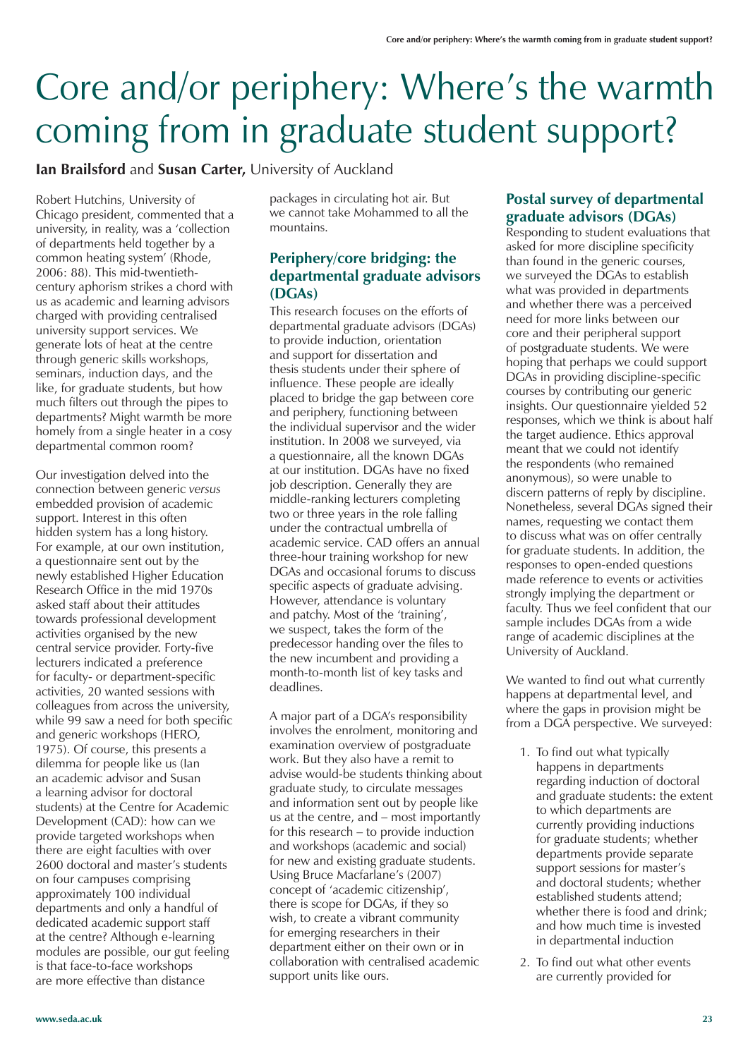# Core and/or periphery: Where's the warmth coming from in graduate student support?

**Ian Brailsford** and **Susan Carter,** University of Auckland

Robert Hutchins, University of Chicago president, commented that a university, in reality, was a 'collection of departments held together by a common heating system' (Rhode, 2006: 88). This mid-twentieth-century aphorism strikes a chord with us as academic and learning advisors charged with providing centralised university support services. We generate lots of heat at the centre through generic skills workshops, seminars, induction days, and the like, for graduate students, but how much filters out through the pipes to departments? Might warmth be more homely from a single heater in a cosy departmental common room?

Our investigation delved into the connection between generic *versus* embedded provision of academic support. Interest in this often hidden system has a long history. For example, at our own institution, a questionnaire sent out by the newly established Higher Education Research Office in the mid 1970s asked staff about their attitudes towards professional development activities organised by the new central service provider. Forty-five lecturers indicated a preference for faculty- or department-specific activities, 20 wanted sessions with colleagues from across the university, while 99 saw a need for both specific and generic workshops (HERO, 1975). Of course, this presents a dilemma for people like us (Ian an academic advisor and Susan a learning advisor for doctoral students) at the Centre for Academic Development (CAD): how can we provide targeted workshops when there are eight faculties with over 2600 doctoral and master's students on four campuses comprising approximately 100 individual departments and only a handful of dedicated academic support staff at the centre? Although e-learning modules are possible, our gut feeling is that face-to-face workshops are more effective than distance packages in circulating hot air. But we cannot take Mohammed to all the mountains.

## Periphery/core bridging: the departmental graduate advisors (DGAs)

This research focuses on the efforts of departmental graduate advisors (DGAs) to provide induction, orientation and support for dissertation and thesis students under their sphere of influence. These people are ideally placed to bridge the gap between core and periphery, functioning between the individual supervisor and the wider institution. In 2008 we surveyed, via a questionnaire, all the known DGAs at our institution. DGAs have no fixed job description. Generally they are middle-ranking lecturers completing two or three years in the role falling under the contractual umbrella of academic service. CAD offers an annual three-hour training workshop for new DGAs and occasional forums to discuss specific aspects of graduate advising. However, attendance is voluntary and patchy. Most of the 'training', we suspect, takes the form of the predecessor handing over the files to the new incumbent and providing a month-to-month list of key tasks and deadlines.

A major part of a DGA's responsibility involves the enrolment, monitoring and examination overview of postgraduate work. But they also have a remit to advise would-be students thinking about graduate study, to circulate messages and information sent out by people like us at the centre, and – most importantly for this research – to provide induction and workshops (academic and social) for new and existing graduate students. Using Bruce Macfarlane's (2007) concept of 'academic citizenship', there is scope for DGAs, if they so wish, to create a vibrant community for emerging researchers in their department either on their own or in collaboration with centralised academic support units like ours.

## Postal survey of departmental graduate advisors (DGAs)

Responding to student evaluations that asked for more discipline specificity than found in the generic courses, we surveyed the DGAs to establish what was provided in departments and whether there was a perceived need for more links between our core and their peripheral support of postgraduate students. We were hoping that perhaps we could support DGAs in providing discipline-specific courses by contributing our generic insights. Our questionnaire yielded 52 responses, which we think is about half the target audience. Ethics approval meant that we could not identify the respondents (who remained anonymous), so were unable to discern patterns of reply by discipline. Nonetheless, several DGAs signed their names, requesting we contact them to discuss what was on offer centrally for graduate students. In addition, the responses to open-ended questions made reference to events or activities strongly implying the department or faculty. Thus we feel confident that our sample includes DGAs from a wide range of academic disciplines at the University of Auckland.

We wanted to find out what currently happens at departmental level, and where the gaps in provision might be from a DGA perspective. We surveyed:

1. To find out what typically happens in departments regarding induction of doctoral and graduate students: the extent to which departments are currently providing inductions for graduate students; whether departments provide separate support sessions for master's and doctoral students; whether established students attend; whether there is food and drink; and how much time is invested in departmental induction
2. To find out what other events are currently provided for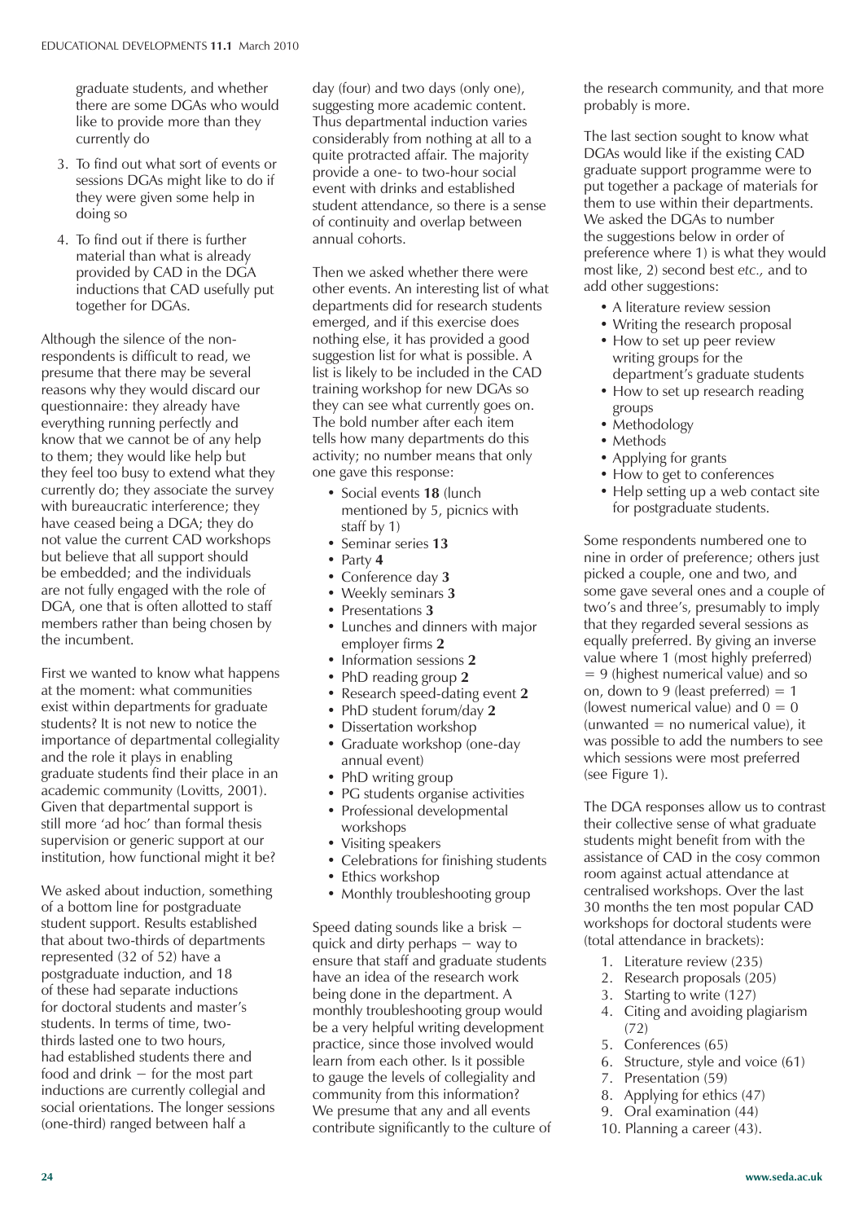graduate students, and whether there are some DGAs who would like to provide more than they currently do

3. To find out what sort of events or sessions DGAs might like to do if they were given some help in doing so

4. To find out if there is further material than what is already provided by CAD in the DGA inductions that CAD usefully put together for DGAs.

Although the silence of the non-respondents is difficult to read, we presume that there may be several reasons why they would discard our questionnaire: they already have everything running perfectly and know that we cannot be of any help to them; they would like help but they feel too busy to extend what they currently do; they associate the survey with bureaucratic interference; they have ceased being a DGA; they do not value the current CAD workshops but believe that all support should be embedded; and the individuals are not fully engaged with the role of DGA, one that is often allotted to staff members rather than being chosen by the incumbent.

First we wanted to know what happens at the moment: what communities exist within departments for graduate students? It is not new to notice the importance of departmental collegiality and the role it plays in enabling graduate students find their place in an academic community (Lovitts, 2001). Given that departmental support is still more 'ad hoc' than formal thesis supervision or generic support at our institution, how functional might it be?

We asked about induction, something of a bottom line for postgraduate student support. Results established that about two-thirds of departments represented (32 of 52) have a postgraduate induction, and 18 of these had separate inductions for doctoral students and master's students. In terms of time, two-thirds lasted one to two hours, had established students there and food and drink – for the most part inductions are currently collegial and social orientations. The longer sessions (one-third) ranged between half a day (four) and two days (only one), suggesting more academic content. Thus departmental induction varies considerably from nothing at all to a quite protracted affair. The majority provide a one- to two-hour social event with drinks and established student attendance, so there is a sense of continuity and overlap between annual cohorts.

Then we asked whether there were other events. An interesting list of what departments did for research students emerged, and if this exercise does nothing else, it has provided a good suggestion list for what is possible. A list is likely to be included in the CAD training workshop for new DGAs so they can see what currently goes on. The bold number after each item tells how many departments do this activity; no number means that only one gave this response:

- Social events **18** (lunch mentioned by 5, picnics with staff by 1)
- Seminar series **13**
- Party **4**
- Conference day **3**
- Weekly seminars **3**
- Presentations **3**
- Lunches and dinners with major employer firms **2**
- Information sessions **2**
- PhD reading group **2**
- Research speed-dating event **2**
- PhD student forum/day **2**
- Dissertation workshop
- Graduate workshop (one-day annual event)
- PhD writing group
- PG students organise activities
- Professional developmental workshops
- Visiting speakers
- Celebrations for finishing students
- Ethics workshop
- Monthly troubleshooting group

Speed dating sounds like a brisk – quick and dirty perhaps – way to ensure that staff and graduate students have an idea of the research work being done in the department. A monthly troubleshooting group would be a very helpful writing development practice, since those involved would learn from each other. Is it possible to gauge the levels of collegiality and community from this information? We presume that any and all events contribute significantly to the culture of the research community, and that more probably is more.

The last section sought to know what DGAs would like if the existing CAD graduate support programme were to put together a package of materials for them to use within their departments. We asked the DGAs to number the suggestions below in order of preference where 1) is what they would most like, 2) second best *etc.*, and to add other suggestions:

- A literature review session
- Writing the research proposal
- How to set up peer review writing groups for the department's graduate students
- How to set up research reading groups
- Methodology
- Methods
- Applying for grants
- How to get to conferences
- Help setting up a web contact site for postgraduate students.

Some respondents numbered one to nine in order of preference; others just picked a couple, one and two, and some gave several ones and a couple of two's and three's, presumably to imply that they regarded several sessions as equally preferred. By giving an inverse value where 1 (most highly preferred) = 9 (highest numerical value) and so on, down to 9 (least preferred) = 1 (lowest numerical value) and 0 = 0 (unwanted = no numerical value), it was possible to add the numbers to see which sessions were most preferred (see Figure 1).

The DGA responses allow us to contrast their collective sense of what graduate students might benefit from with the assistance of CAD in the cosy common room against actual attendance at centralised workshops. Over the last 30 months the ten most popular CAD workshops for doctoral students were (total attendance in brackets):

1. Literature review (235)
2. Research proposals (205)
3. Starting to write (127)
4. Citing and avoiding plagiarism (72)
5. Conferences (65)
6. Structure, style and voice (61)
7. Presentation (59)
8. Applying for ethics (47)
9. Oral examination (44)
10. Planning a career (43).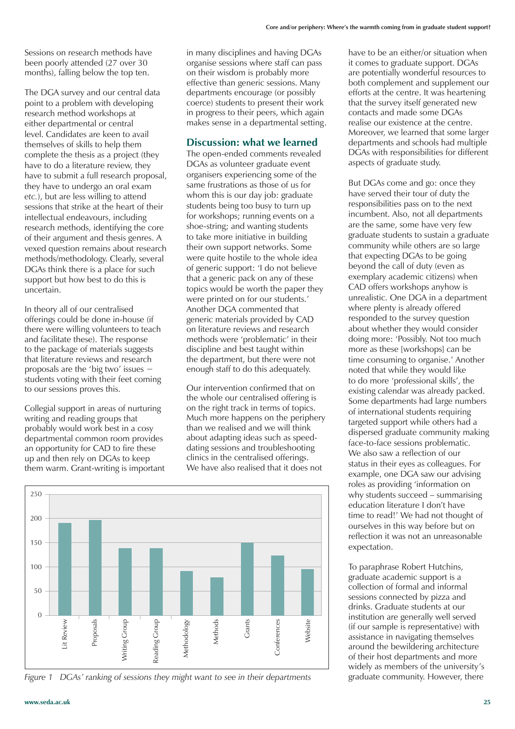Sessions on research methods have been poorly attended (27 over 30 months), falling below the top ten.

The DGA survey and our central data point to a problem with developing research method workshops at either departmental or central level. Candidates are keen to avail themselves of skills to help them complete the thesis as a project (they have to do a literature review, they have to submit a full research proposal, they have to undergo an oral exam *etc.*), but are less willing to attend sessions that strike at the heart of their intellectual endeavours, including research methods, identifying the core of their argument and thesis genres. A vexed question remains about research methods/methodology. Clearly, several DGAs think there is a place for such support but how best to do this is uncertain.

In theory all of our centralised offerings could be done in-house (if there were willing volunteers to teach and facilitate these). The response to the package of materials suggests that literature reviews and research proposals are the 'big two' issues – students voting with their feet coming to our sessions proves this.

Collegial support in areas of nurturing writing and reading groups that probably would work best in a cosy departmental common room provides an opportunity for CAD to fire these up and then rely on DGAs to keep them warm. Grant-writing is important in many disciplines and having DGAs organise sessions where staff can pass on their wisdom is probably more effective than generic sessions. Many departments encourage (or possibly coerce) students to present their work in progress to their peers, which again makes sense in a departmental setting.

*Figure 1 DGAs' ranking of sessions they might want to see in their departments*

## Discussion: what we learned

The open-ended comments revealed DGAs as volunteer graduate event organisers experiencing some of the same frustrations as those of us for whom this is our day job: graduate students being too busy to turn up for workshops; running events on a shoe-string; and wanting students to take more initiative in building their own support networks. Some were quite hostile to the whole idea of generic support: 'I do not believe that a generic pack on any of these topics would be worth the paper they were printed on for our students.' Another DGA commented that generic materials provided by CAD on literature reviews and research methods were 'problematic' in their discipline and best taught within the department, but there were not enough staff to do this adequately.

Our intervention confirmed that on the whole our centralised offering is on the right track in terms of topics. Much more happens on the periphery than we realised and we will think about adapting ideas such as speed-dating sessions and troubleshooting clinics in the centralised offerings. We have also realised that it does not have to be an either/or situation when it comes to graduate support. DGAs are potentially wonderful resources to both complement and supplement our efforts at the centre. It was heartening that the survey itself generated new contacts and made some DGAs realise our existence at the centre. Moreover, we learned that some larger departments and schools had multiple DGAs with responsibilities for different aspects of graduate study.

But DGAs come and go: once they have served their tour of duty the responsibilities pass on to the next incumbent. Also, not all departments are the same, some have very few graduate students to sustain a graduate community while others are so large that expecting DGAs to be going beyond the call of duty (even as exemplary academic citizens) when CAD offers workshops anyhow is unrealistic. One DGA in a department where plenty is already offered responded to the survey question about whether they would consider doing more: 'Possibly. Not too much more as these [workshops] can be time consuming to organise.' Another noted that while they would like to do more 'professional skills', the existing calendar was already packed. Some departments had large numbers of international students requiring targeted support while others had a dispersed graduate community making face-to-face sessions problematic. We also saw a reflection of our status in their eyes as colleagues. For example, one DGA saw our advising roles as providing 'information on why students succeed – summarising education literature I don't have time to read!' We had not thought of ourselves in this way before but on reflection it was not an unreasonable expectation.

To paraphrase Robert Hutchins, graduate academic support is a collection of formal and informal sessions connected by pizza and drinks. Graduate students at our institution are generally well served (if our sample is representative) with assistance in navigating themselves around the bewildering architecture of their host departments and more widely as members of the university's graduate community. However, there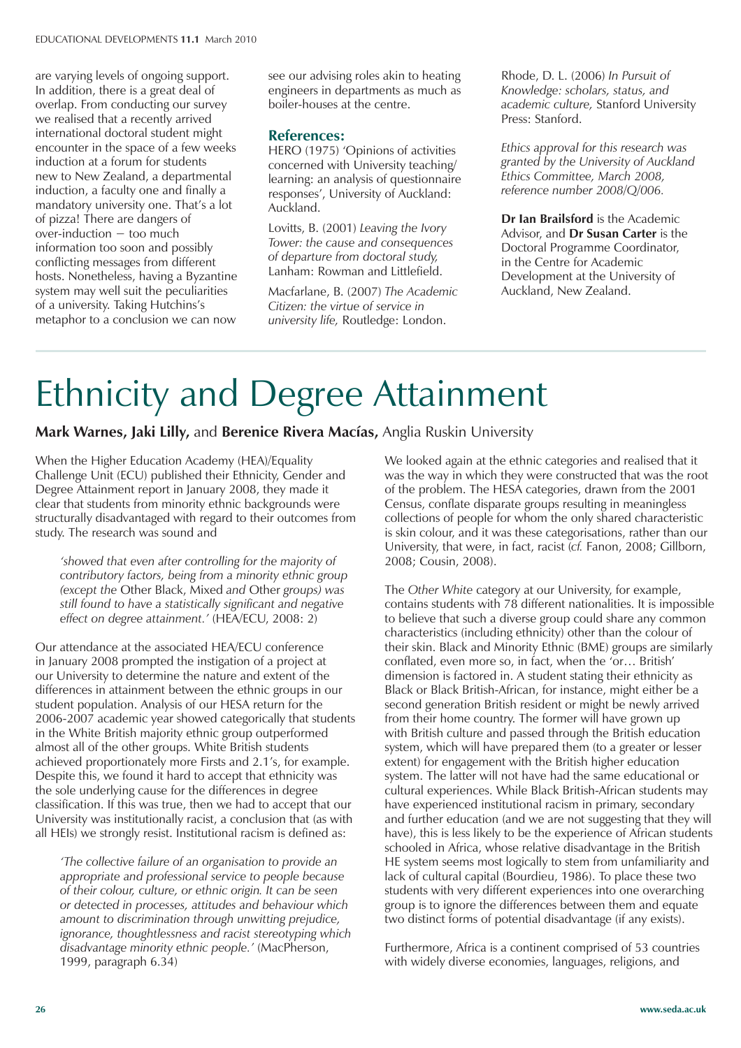are varying levels of ongoing support. In addition, there is a great deal of overlap. From conducting our survey we realised that a recently arrived international doctoral student might encounter in the space of a few weeks induction at a forum for students new to New Zealand, a departmental induction, a faculty one and finally a mandatory university one. That's a lot of pizza! There are dangers of over-induction – too much information too soon and possibly conflicting messages from different hosts. Nonetheless, having a Byzantine system may well suit the peculiarities of a university. Taking Hutchins's metaphor to a conclusion we can now see our advising roles akin to heating engineers in departments as much as boiler-houses at the centre.

### References:

HERO (1975) 'Opinions of activities concerned with University teaching/learning: an analysis of questionnaire responses', University of Auckland: Auckland.

Lovitts, B. (2001) *Leaving the Ivory Tower: the cause and consequences of departure from doctoral study,* Lanham: Rowman and Littlefield.

Macfarlane, B. (2007) *The Academic Citizen: the virtue of service in university life,* Routledge: London.

Rhode, D. L. (2006) *In Pursuit of Knowledge: scholars, status, and academic culture,* Stanford University Press: Stanford.

*Ethics approval for this research was granted by the University of Auckland Ethics Committee, March 2008, reference number 2008/Q/006.*

**Dr Ian Brailsford** is the Academic Advisor, and **Dr Susan Carter** is the Doctoral Programme Coordinator, in the Centre for Academic Development at the University of Auckland, New Zealand.

# Ethnicity and Degree Attainment

**Mark Warnes, Jaki Lilly,** and **Berenice Rivera Macías,** Anglia Ruskin University

When the Higher Education Academy (HEA)/Equality Challenge Unit (ECU) published their Ethnicity, Gender and Degree Attainment report in January 2008, they made it clear that students from minority ethnic backgrounds were structurally disadvantaged with regard to their outcomes from study. The research was sound and

> *'showed that even after controlling for the majority of contributory factors, being from a minority ethnic group (except the* Other Black, Mixed *and* Other *groups) was still found to have a statistically significant and negative effect on degree attainment.'* (HEA/ECU, 2008: 2)

Our attendance at the associated HEA/ECU conference in January 2008 prompted the instigation of a project at our University to determine the nature and extent of the differences in attainment between the ethnic groups in our student population. Analysis of our HESA return for the 2006-2007 academic year showed categorically that students in the White British majority ethnic group outperformed almost all of the other groups. White British students achieved proportionately more Firsts and 2.1's, for example. Despite this, we found it hard to accept that ethnicity was the sole underlying cause for the differences in degree classification. If this was true, then we had to accept that our University was institutionally racist, a conclusion that (as with all HEIs) we strongly resist. Institutional racism is defined as:

> *'The collective failure of an organisation to provide an appropriate and professional service to people because of their colour, culture, or ethnic origin. It can be seen or detected in processes, attitudes and behaviour which amount to discrimination through unwitting prejudice, ignorance, thoughtlessness and racist stereotyping which disadvantage minority ethnic people.'* (MacPherson, 1999, paragraph 6.34)

We looked again at the ethnic categories and realised that it was the way in which they were constructed that was the root of the problem. The HESA categories, drawn from the 2001 Census, conflate disparate groups resulting in meaningless collections of people for whom the only shared characteristic is skin colour, and it was these categorisations, rather than our University, that were, in fact, racist (*cf.* Fanon, 2008; Gillborn, 2008; Cousin, 2008).

The *Other White* category at our University, for example, contains students with 78 different nationalities. It is impossible to believe that such a diverse group could share any common characteristics (including ethnicity) other than the colour of their skin. Black and Minority Ethnic (BME) groups are similarly conflated, even more so, in fact, when the 'or… British' dimension is factored in. A student stating their ethnicity as Black or Black British-African, for instance, might either be a second generation British resident or might be newly arrived from their home country. The former will have grown up with British culture and passed through the British education system, which will have prepared them (to a greater or lesser extent) for engagement with the British higher education system. The latter will not have had the same educational or cultural experiences. While Black British-African students may have experienced institutional racism in primary, secondary and further education (and we are not suggesting that they will have), this is less likely to be the experience of African students schooled in Africa, whose relative disadvantage in the British HE system seems most logically to stem from unfamiliarity and lack of cultural capital (Bourdieu, 1986). To place these two students with very different experiences into one overarching group is to ignore the differences between them and equate two distinct forms of potential disadvantage (if any exists).

Furthermore, Africa is a continent comprised of 53 countries with widely diverse economies, languages, religions, and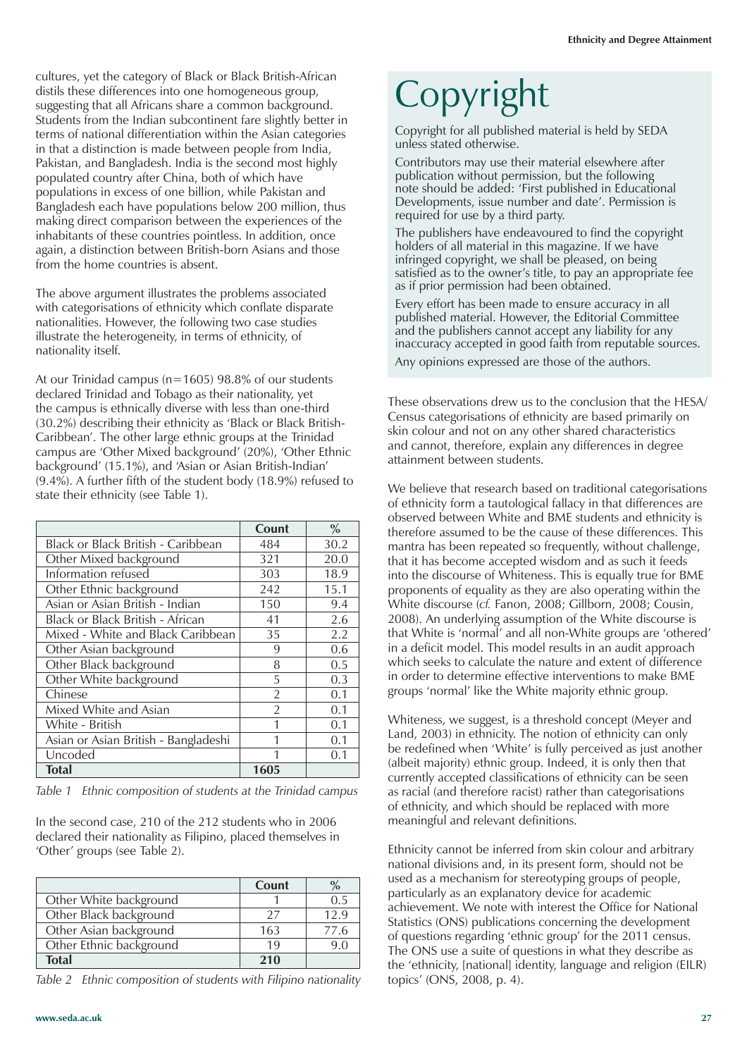cultures, yet the category of Black or Black British-African distils these differences into one homogeneous group, suggesting that all Africans share a common background. Students from the Indian subcontinent fare slightly better in terms of national differentiation within the Asian categories in that a distinction is made between people from India, Pakistan, and Bangladesh. India is the second most highly populated country after China, both of which have populations in excess of one billion, while Pakistan and Bangladesh each have populations below 200 million, thus making direct comparison between the experiences of the inhabitants of these countries pointless. In addition, once again, a distinction between British-born Asians and those from the home countries is absent.

The above argument illustrates the problems associated with categorisations of ethnicity which conflate disparate nationalities. However, the following two case studies illustrate the heterogeneity, in terms of ethnicity, of nationality itself.

At our Trinidad campus (n=1605) 98.8% of our students declared Trinidad and Tobago as their nationality, yet the campus is ethnically diverse with less than one-third (30.2%) describing their ethnicity as 'Black or Black British-Caribbean'. The other large ethnic groups at the Trinidad campus are 'Other Mixed background' (20%), 'Other Ethnic background' (15.1%), and 'Asian or Asian British-Indian' (9.4%). A further fifth of the student body (18.9%) refused to state their ethnicity (see Table 1).

| | Count | % |
|---|---|---|
| Black or Black British - Caribbean | 484 | 30.2 |
| Other Mixed background | 321 | 20.0 |
| Information refused | 303 | 18.9 |
| Other Ethnic background | 242 | 15.1 |
| Asian or Asian British - Indian | 150 | 9.4 |
| Black or Black British - African | 41 | 2.6 |
| Mixed - White and Black Caribbean | 35 | 2.2 |
| Other Asian background | 9 | 0.6 |
| Other Black background | 8 | 0.5 |
| Other White background | 5 | 0.3 |
| Chinese | 2 | 0.1 |
| Mixed White and Asian | 2 | 0.1 |
| White - British | 1 | 0.1 |
| Asian or Asian British - Bangladeshi | 1 | 0.1 |
| Uncoded | 1 | 0.1 |
| **Total** | **1605** | |

*Table 1 Ethnic composition of students at the Trinidad campus*

In the second case, 210 of the 212 students who in 2006 declared their nationality as Filipino, placed themselves in 'Other' groups (see Table 2).

| | Count | % |
|---|---|---|
| Other White background | 1 | 0.5 |
| Other Black background | 27 | 12.9 |
| Other Asian background | 163 | 77.6 |
| Other Ethnic background | 19 | 9.0 |
| **Total** | **210** | |

*Table 2 Ethnic composition of students with Filipino nationality*

# Copyright

Copyright for all published material is held by SEDA unless stated otherwise.

Contributors may use their material elsewhere after publication without permission, but the following note should be added: 'First published in Educational Developments, issue number and date'. Permission is required for use by a third party.

The publishers have endeavoured to find the copyright holders of all material in this magazine. If we have infringed copyright, we shall be pleased, on being satisfied as to the owner's title, to pay an appropriate fee as if prior permission had been obtained.

Every effort has been made to ensure accuracy in all published material. However, the Editorial Committee and the publishers cannot accept any liability for any inaccuracy accepted in good faith from reputable sources.

Any opinions expressed are those of the authors.

These observations drew us to the conclusion that the HESA/Census categorisations of ethnicity are based primarily on skin colour and not on any other shared characteristics and cannot, therefore, explain any differences in degree attainment between students.

We believe that research based on traditional categorisations of ethnicity form a tautological fallacy in that differences are observed between White and BME students and ethnicity is therefore assumed to be the cause of these differences. This mantra has been repeated so frequently, without challenge, that it has become accepted wisdom and as such it feeds into the discourse of Whiteness. This is equally true for BME proponents of equality as they are also operating within the White discourse (*cf.* Fanon, 2008; Gillborn, 2008; Cousin, 2008). An underlying assumption of the White discourse is that White is 'normal' and all non-White groups are 'othered' in a deficit model. This model results in an audit approach which seeks to calculate the nature and extent of difference in order to determine effective interventions to make BME groups 'normal' like the White majority ethnic group.

Whiteness, we suggest, is a threshold concept (Meyer and Land, 2003) in ethnicity. The notion of ethnicity can only be redefined when 'White' is fully perceived as just another (albeit majority) ethnic group. Indeed, it is only then that currently accepted classifications of ethnicity can be seen as racial (and therefore racist) rather than categorisations of ethnicity, and which should be replaced with more meaningful and relevant definitions.

Ethnicity cannot be inferred from skin colour and arbitrary national divisions and, in its present form, should not be used as a mechanism for stereotyping groups of people, particularly as an explanatory device for academic achievement. We note with interest the Office for National Statistics (ONS) publications concerning the development of questions regarding 'ethnic group' for the 2011 census. The ONS use a suite of questions in what they describe as the 'ethnicity, [national] identity, language and religion (EILR) topics' (ONS, 2008, p. 4).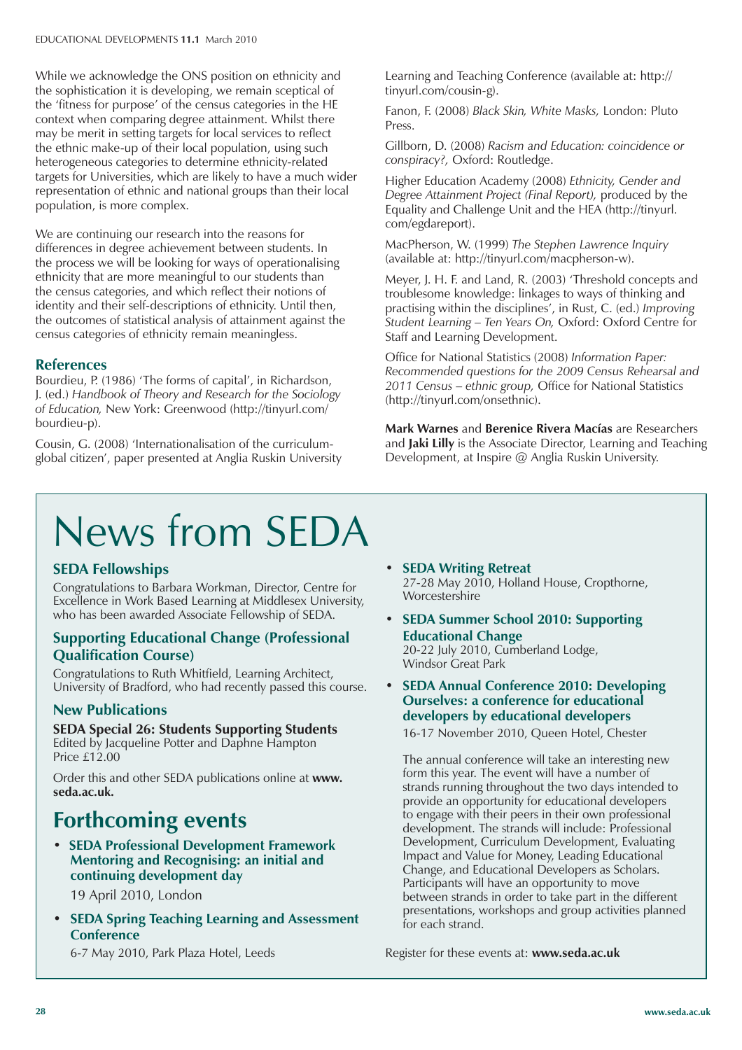While we acknowledge the ONS position on ethnicity and the sophistication it is developing, we remain sceptical of the 'fitness for purpose' of the census categories in the HE context when comparing degree attainment. Whilst there may be merit in setting targets for local services to reflect the ethnic make-up of their local population, using such heterogeneous categories to determine ethnicity-related targets for Universities, which are likely to have a much wider representation of ethnic and national groups than their local population, is more complex.

We are continuing our research into the reasons for differences in degree achievement between students. In the process we will be looking for ways of operationalising ethnicity that are more meaningful to our students than the census categories, and which reflect their notions of identity and their self-descriptions of ethnicity. Until then, the outcomes of statistical analysis of attainment against the census categories of ethnicity remain meaningless.

## References

Bourdieu, P. (1986) 'The forms of capital', in Richardson, J. (ed.) *Handbook of Theory and Research for the Sociology of Education,* New York: Greenwood (http://tinyurl.com/bourdieu-p).

Cousin, G. (2008) 'Internationalisation of the curriculum-global citizen', paper presented at Anglia Ruskin University Learning and Teaching Conference (available at: http://tinyurl.com/cousin-g).

Fanon, F. (2008) *Black Skin, White Masks,* London: Pluto Press.

Gillborn, D. (2008) *Racism and Education: coincidence or conspiracy?,* Oxford: Routledge.

Higher Education Academy (2008) *Ethnicity, Gender and Degree Attainment Project (Final Report),* produced by the Equality and Challenge Unit and the HEA (http://tinyurl.com/egdareport).

MacPherson, W. (1999) *The Stephen Lawrence Inquiry* (available at: http://tinyurl.com/macpherson-w).

Meyer, J. H. F. and Land, R. (2003) 'Threshold concepts and troublesome knowledge: linkages to ways of thinking and practising within the disciplines', in Rust, C. (ed.) *Improving Student Learning – Ten Years On,* Oxford: Oxford Centre for Staff and Learning Development.

Office for National Statistics (2008) *Information Paper: Recommended questions for the 2009 Census Rehearsal and 2011 Census – ethnic group,* Office for National Statistics (http://tinyurl.com/onsethnic).

**Mark Warnes** and **Berenice Rivera Macías** are Researchers and **Jaki Lilly** is the Associate Director, Learning and Teaching Development, at Inspire @ Anglia Ruskin University.

# News from SEDA

### SEDA Fellowships

Congratulations to Barbara Workman, Director, Centre for Excellence in Work Based Learning at Middlesex University, who has been awarded Associate Fellowship of SEDA.

### Supporting Educational Change (Professional Qualification Course)

Congratulations to Ruth Whitfield, Learning Architect, University of Bradford, who had recently passed this course.

### New Publications

**SEDA Special 26: Students Supporting Students**
Edited by Jacqueline Potter and Daphne Hampton
Price £12.00

Order this and other SEDA publications online at **www.seda.ac.uk.**

## Forthcoming events

- **SEDA Professional Development Framework Mentoring and Recognising: an initial and continuing development day**
  19 April 2010, London
- **SEDA Spring Teaching Learning and Assessment Conference**
  6-7 May 2010, Park Plaza Hotel, Leeds
- **SEDA Writing Retreat**
  27-28 May 2010, Holland House, Cropthorne, Worcestershire
- **SEDA Summer School 2010: Supporting Educational Change**
  20-22 July 2010, Cumberland Lodge, Windsor Great Park
- **SEDA Annual Conference 2010: Developing Ourselves: a conference for educational developers by educational developers**
  16-17 November 2010, Queen Hotel, Chester

  The annual conference will take an interesting new form this year. The event will have a number of strands running throughout the two days intended to provide an opportunity for educational developers to engage with their peers in their own professional development. The strands will include: Professional Development, Curriculum Development, Evaluating Impact and Value for Money, Leading Educational Change, and Educational Developers as Scholars. Participants will have an opportunity to move between strands in order to take part in the different presentations, workshops and group activities planned for each strand.

Register for these events at: **www.seda.ac.uk**